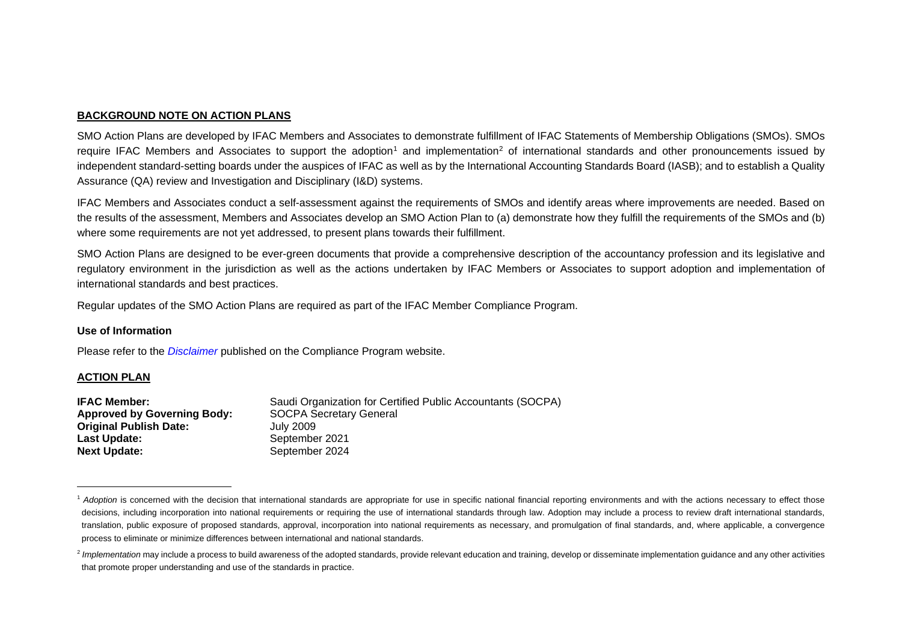## BACKGROUND NOTE ON ACTION PLANS

SMO Action Plans are developed by IFAC Members and Associates to demonstrate fulfillment of IFAC Statements of Membership Obligations (SMOs). SMOs require IFAC Members and Associates to support the adoption[1] and implementation[2] of international standards and other pronouncements issued by independent standard-setting boards under the auspices of IFAC as well as by the International Accounting Standards Board (IASB); and to establish a Quality Assurance (QA) review and Investigation and Disciplinary (I&D) systems.

IFAC Members and Associates conduct a self-assessment against the requirements of SMOs and identify areas where improvements are needed. Based on the results of the assessment, Members and Associates develop an SMO Action Plan to (a) demonstrate how they fulfill the requirements of the SMOs and (b) where some requirements are not yet addressed, to present plans towards their fulfillment.

SMO Action Plans are designed to be ever-green documents that provide a comprehensive description of the accountancy profession and its legislative and regulatory environment in the jurisdiction as well as the actions undertaken by IFAC Members or Associates to support adoption and implementation of international standards and best practices.

Regular updates of the SMO Action Plans are required as part of the IFAC Member Compliance Program.

### Use of Information

Please refer to the *Disclaimer* published on the Compliance Program website.

## ACTION PLAN

**IFAC Member:** Saudi Organization for Certified Public Accountants (SOCPA)
**Approved by Governing Body:** SOCPA Secretary General
**Original Publish Date:** July 2009
**Last Update:** September 2021
**Next Update:** September 2024

---

[1] *Adoption* is concerned with the decision that international standards are appropriate for use in specific national financial reporting environments and with the actions necessary to effect those decisions, including incorporation into national requirements or requiring the use of international standards through law. Adoption may include a process to review draft international standards, translation, public exposure of proposed standards, approval, incorporation into national requirements as necessary, and promulgation of final standards, and, where applicable, a convergence process to eliminate or minimize differences between international and national standards.

[2] *Implementation* may include a process to build awareness of the adopted standards, provide relevant education and training, develop or disseminate implementation guidance and any other activities that promote proper understanding and use of the standards in practice.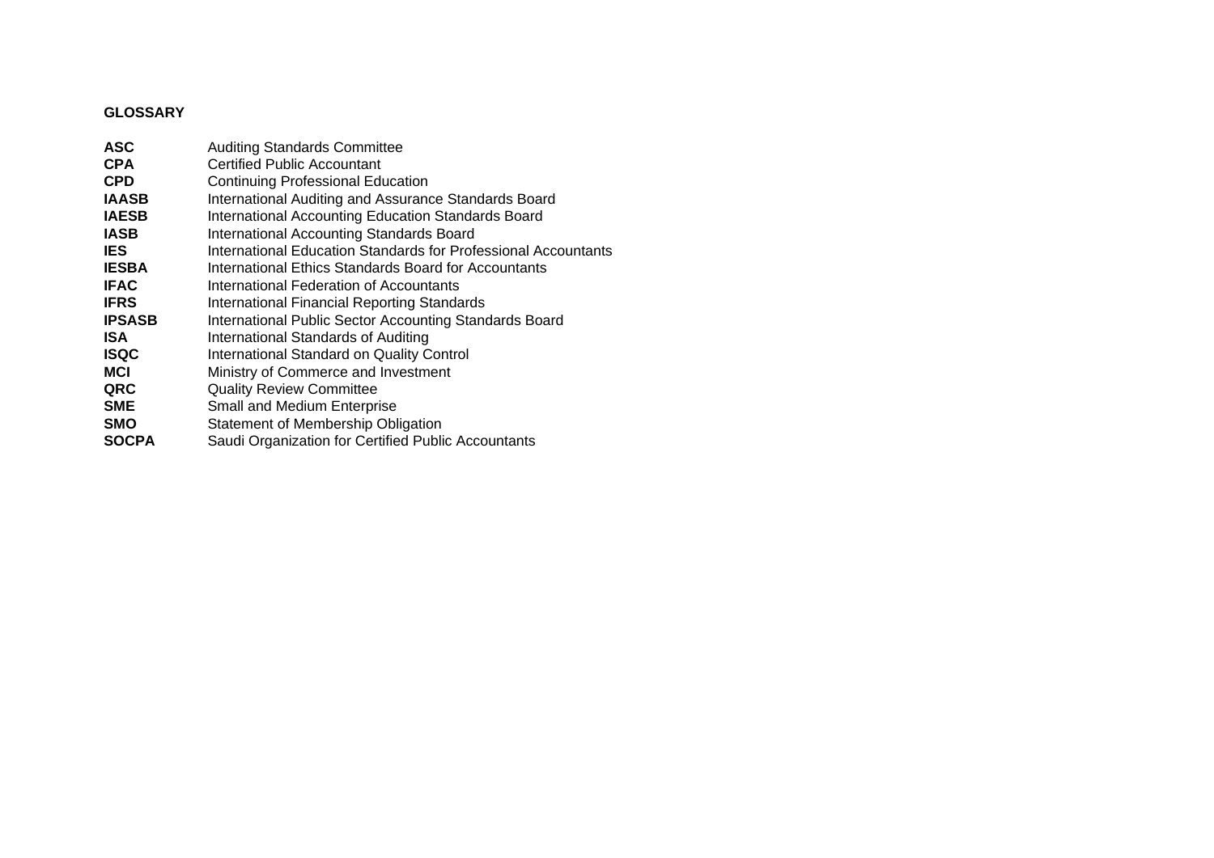## GLOSSARY

| | |
|---|---|
| **ASC** | Auditing Standards Committee |
| **CPA** | Certified Public Accountant |
| **CPD** | Continuing Professional Education |
| **IAASB** | International Auditing and Assurance Standards Board |
| **IAESB** | International Accounting Education Standards Board |
| **IASB** | International Accounting Standards Board |
| **IES** | International Education Standards for Professional Accountants |
| **IESBA** | International Ethics Standards Board for Accountants |
| **IFAC** | International Federation of Accountants |
| **IFRS** | International Financial Reporting Standards |
| **IPSASB** | International Public Sector Accounting Standards Board |
| **ISA** | International Standards of Auditing |
| **ISQC** | International Standard on Quality Control |
| **MCI** | Ministry of Commerce and Investment |
| **QRC** | Quality Review Committee |
| **SME** | Small and Medium Enterprise |
| **SMO** | Statement of Membership Obligation |
| **SOCPA** | Saudi Organization for Certified Public Accountants |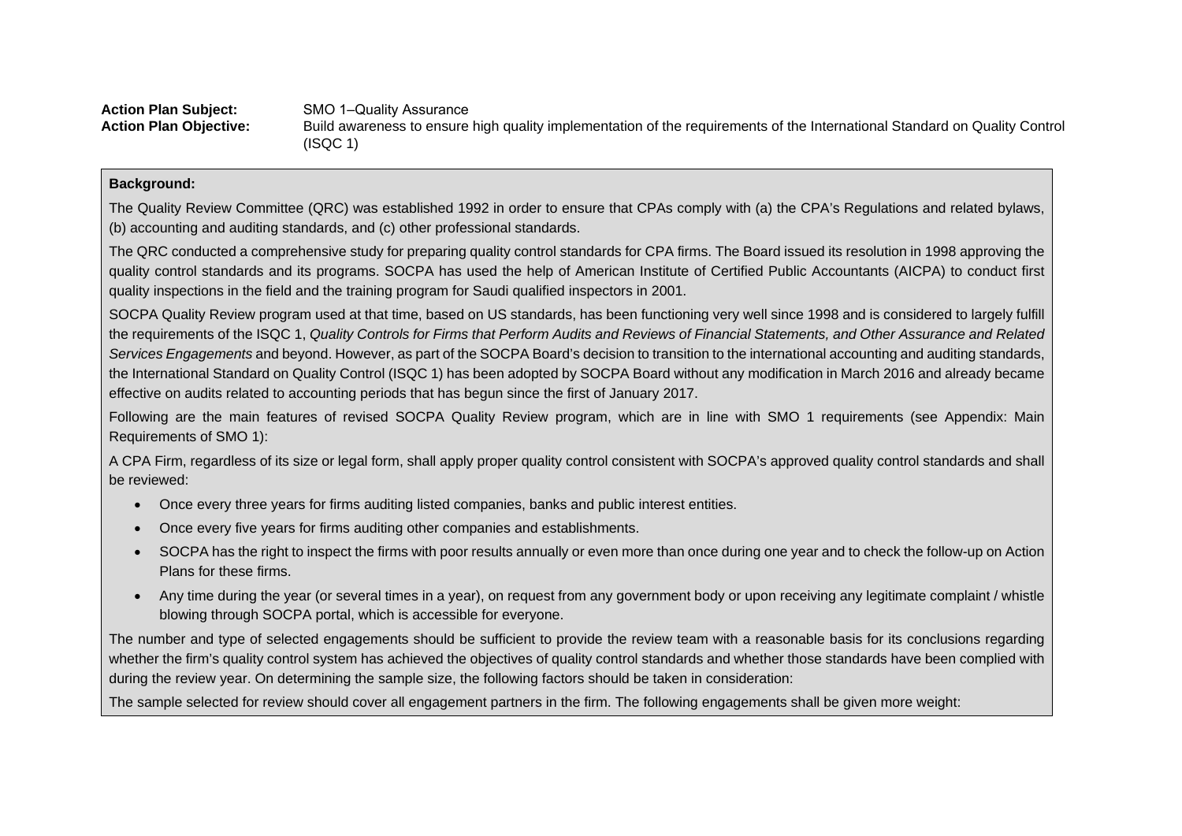**Action Plan Subject:** SMO 1–Quality Assurance

**Action Plan Objective:** Build awareness to ensure high quality implementation of the requirements of the International Standard on Quality Control (ISQC 1)

**Background:**

The Quality Review Committee (QRC) was established 1992 in order to ensure that CPAs comply with (a) the CPA's Regulations and related bylaws, (b) accounting and auditing standards, and (c) other professional standards.

The QRC conducted a comprehensive study for preparing quality control standards for CPA firms. The Board issued its resolution in 1998 approving the quality control standards and its programs. SOCPA has used the help of American Institute of Certified Public Accountants (AICPA) to conduct first quality inspections in the field and the training program for Saudi qualified inspectors in 2001.

SOCPA Quality Review program used at that time, based on US standards, has been functioning very well since 1998 and is considered to largely fulfill the requirements of the ISQC 1, *Quality Controls for Firms that Perform Audits and Reviews of Financial Statements, and Other Assurance and Related Services Engagements* and beyond. However, as part of the SOCPA Board's decision to transition to the international accounting and auditing standards, the International Standard on Quality Control (ISQC 1) has been adopted by SOCPA Board without any modification in March 2016 and already became effective on audits related to accounting periods that has begun since the first of January 2017.

Following are the main features of revised SOCPA Quality Review program, which are in line with SMO 1 requirements (see Appendix: Main Requirements of SMO 1):

A CPA Firm, regardless of its size or legal form, shall apply proper quality control consistent with SOCPA's approved quality control standards and shall be reviewed:

- Once every three years for firms auditing listed companies, banks and public interest entities.
- Once every five years for firms auditing other companies and establishments.
- SOCPA has the right to inspect the firms with poor results annually or even more than once during one year and to check the follow-up on Action Plans for these firms.
- Any time during the year (or several times in a year), on request from any government body or upon receiving any legitimate complaint / whistle blowing through SOCPA portal, which is accessible for everyone.

The number and type of selected engagements should be sufficient to provide the review team with a reasonable basis for its conclusions regarding whether the firm's quality control system has achieved the objectives of quality control standards and whether those standards have been complied with during the review year. On determining the sample size, the following factors should be taken in consideration:

The sample selected for review should cover all engagement partners in the firm. The following engagements shall be given more weight: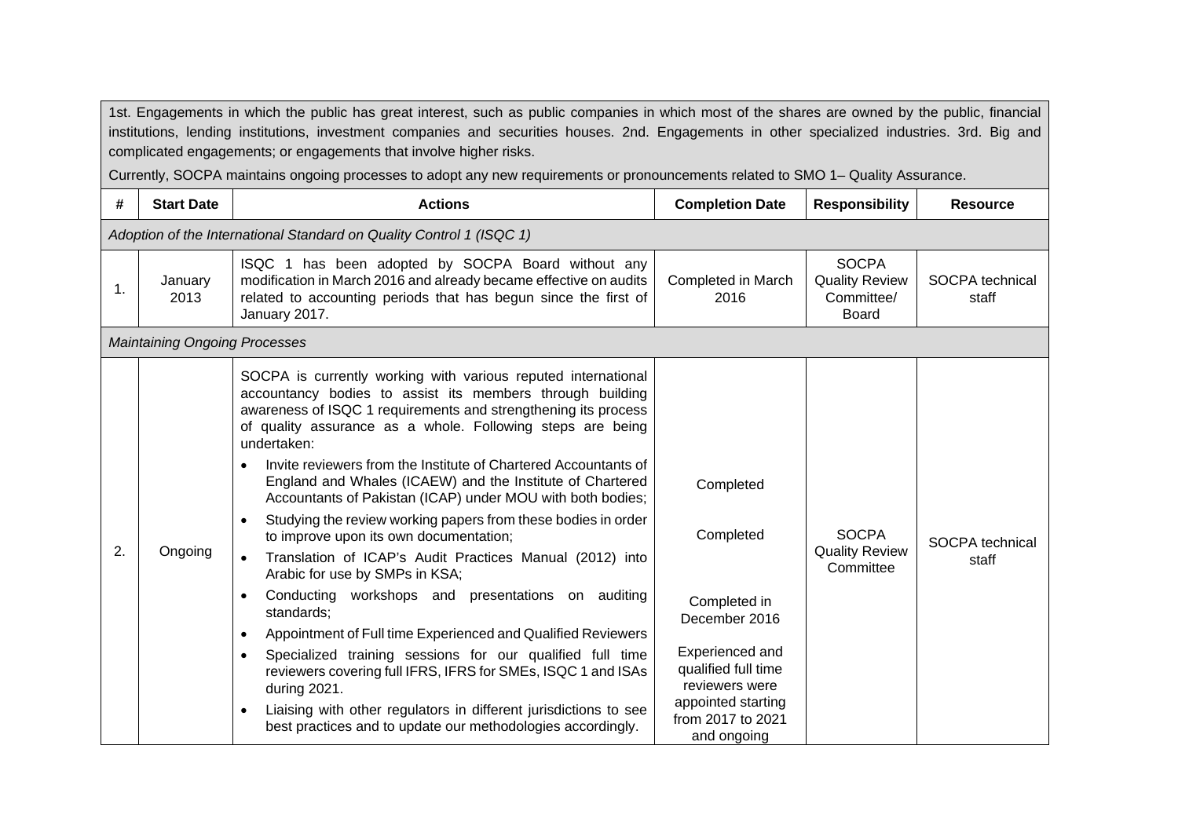1st. Engagements in which the public has great interest, such as public companies in which most of the shares are owned by the public, financial institutions, lending institutions, investment companies and securities houses. 2nd. Engagements in other specialized industries. 3rd. Big and complicated engagements; or engagements that involve higher risks.

Currently, SOCPA maintains ongoing processes to adopt any new requirements or pronouncements related to SMO 1– Quality Assurance.

| # | Start Date | Actions | Completion Date | Responsibility | Resource |
|---|---|---|---|---|---|
| *Adoption of the International Standard on Quality Control 1 (ISQC 1)* | | | | | |
| 1. | January 2013 | ISQC 1 has been adopted by SOCPA Board without any modification in March 2016 and already became effective on audits related to accounting periods that has begun since the first of January 2017. | Completed in March 2016 | SOCPA Quality Review Committee/ Board | SOCPA technical staff |
| *Maintaining Ongoing Processes* | | | | | |
| 2. | Ongoing | SOCPA is currently working with various reputed international accountancy bodies to assist its members through building awareness of ISQC 1 requirements and strengthening its process of quality assurance as a whole. Following steps are being undertaken:<br>• Invite reviewers from the Institute of Chartered Accountants of England and Whales (ICAEW) and the Institute of Chartered Accountants of Pakistan (ICAP) under MOU with both bodies;<br>• Studying the review working papers from these bodies in order to improve upon its own documentation;<br>• Translation of ICAP's Audit Practices Manual (2012) into Arabic for use by SMPs in KSA;<br>• Conducting workshops and presentations on auditing standards;<br>• Appointment of Full time Experienced and Qualified Reviewers<br>• Specialized training sessions for our qualified full time reviewers covering full IFRS, IFRS for SMEs, ISQC 1 and ISAs during 2021.<br>• Liaising with other regulators in different jurisdictions to see best practices and to update our methodologies accordingly. | Completed<br><br>Completed<br><br>Completed in December 2016<br><br>Experienced and qualified full time reviewers were appointed starting from 2017 to 2021 and ongoing | SOCPA Quality Review Committee | SOCPA technical staff |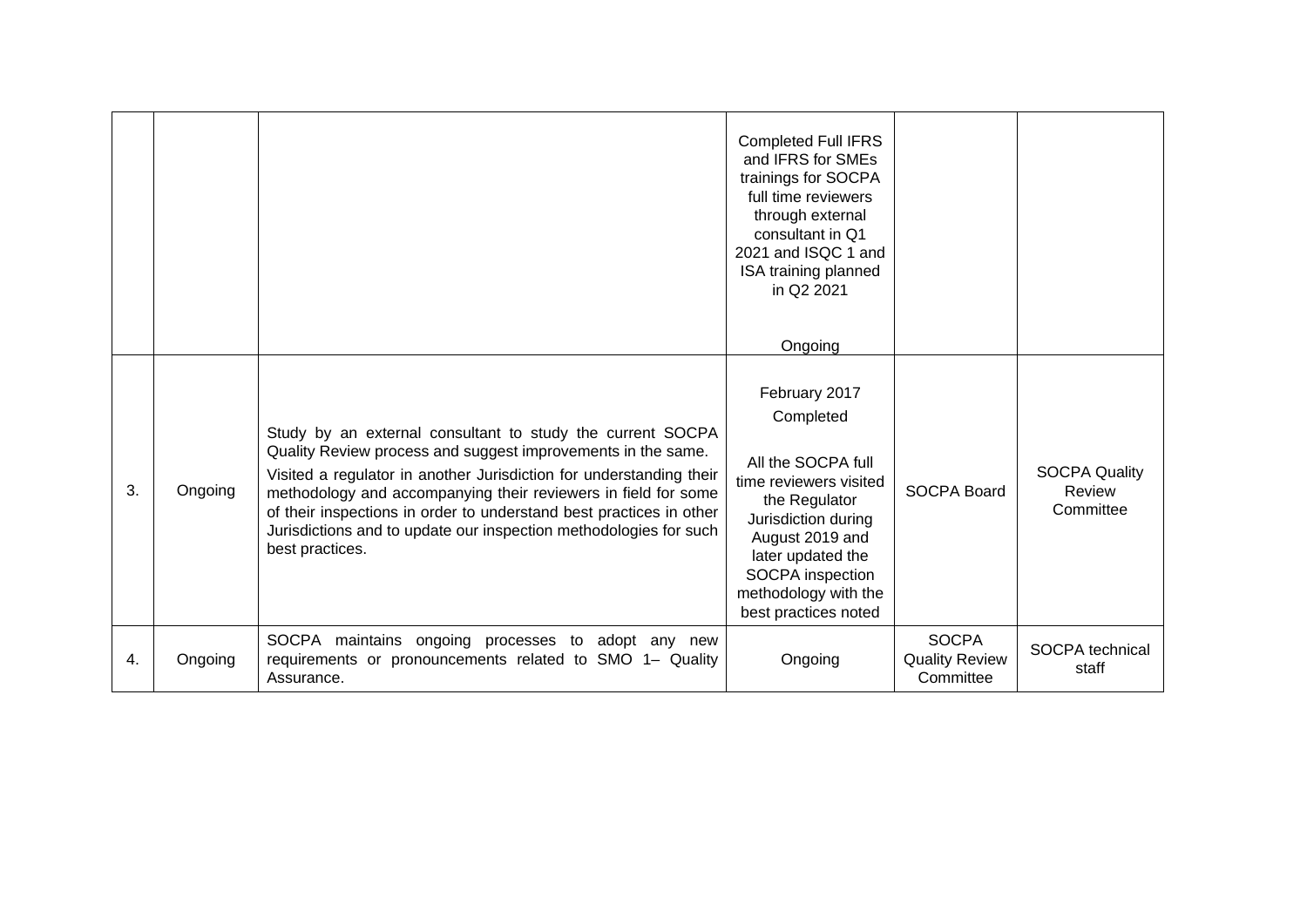| | | | | | |
|---|---|---|---|---|---|
| | | | Completed Full IFRS and IFRS for SMEs trainings for SOCPA full time reviewers through external consultant in Q1 2021 and ISQC 1 and ISA training planned in Q2 2021<br><br>Ongoing | | |
| 3. | Ongoing | Study by an external consultant to study the current SOCPA Quality Review process and suggest improvements in the same.<br>Visited a regulator in another Jurisdiction for understanding their methodology and accompanying their reviewers in field for some of their inspections in order to understand best practices in other Jurisdictions and to update our inspection methodologies for such best practices. | February 2017<br>Completed<br><br>All the SOCPA full time reviewers visited the Regulator Jurisdiction during August 2019 and later updated the SOCPA inspection methodology with the best practices noted | SOCPA Board | SOCPA Quality Review Committee |
| 4. | Ongoing | SOCPA maintains ongoing processes to adopt any new requirements or pronouncements related to SMO 1– Quality Assurance. | Ongoing | SOCPA Quality Review Committee | SOCPA technical staff |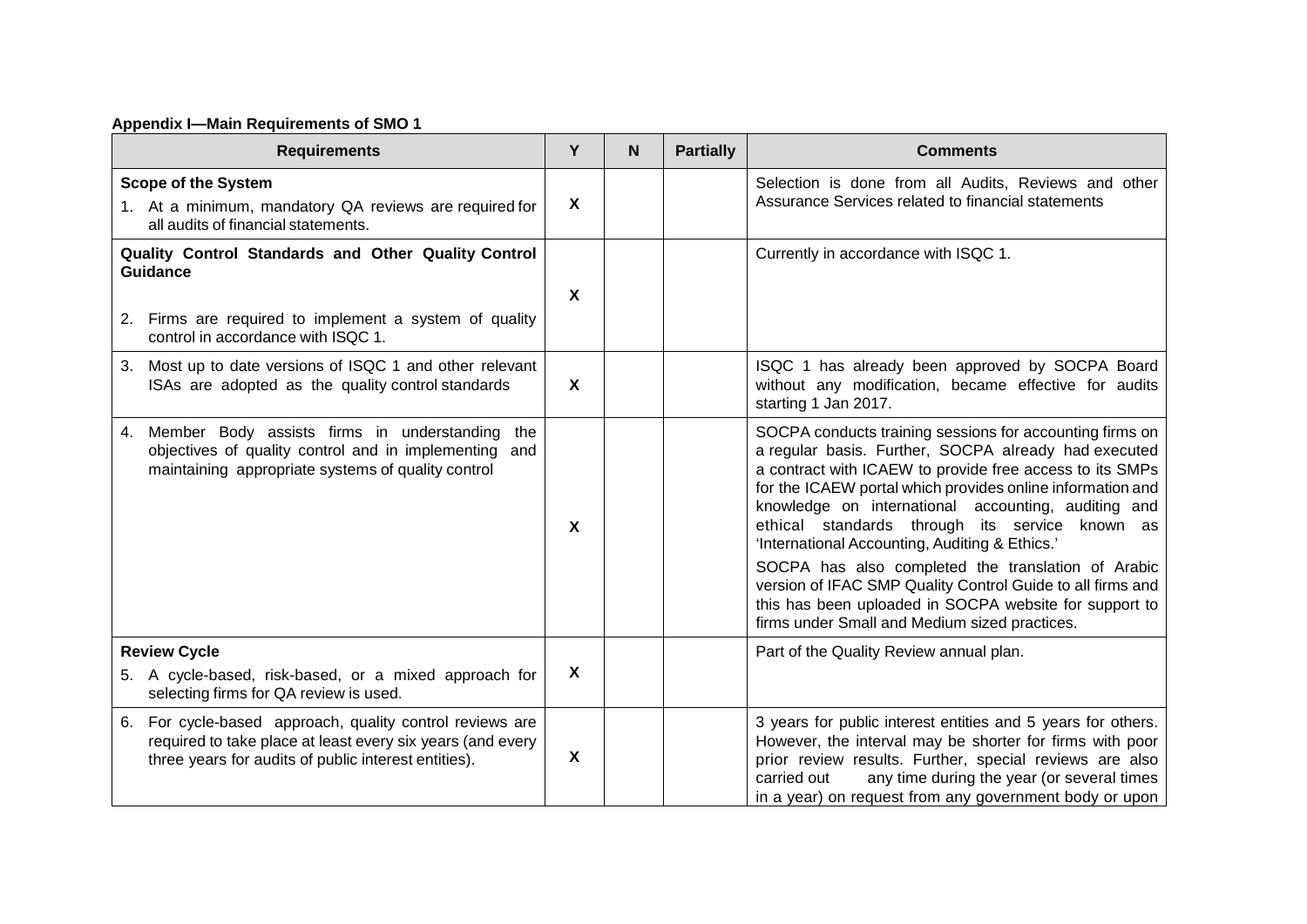**Appendix I—Main Requirements of SMO 1**

| Requirements | Y | N | Partially | Comments |
|---|---|---|---|---|
| **Scope of the System**<br>1. At a minimum, mandatory QA reviews are required for all audits of financial statements. | X | | | Selection is done from all Audits, Reviews and other Assurance Services related to financial statements |
| **Quality Control Standards and Other Quality Control Guidance**<br>2. Firms are required to implement a system of quality control in accordance with ISQC 1. | X | | | Currently in accordance with ISQC 1. |
| 3. Most up to date versions of ISQC 1 and other relevant ISAs are adopted as the quality control standards | X | | | ISQC 1 has already been approved by SOCPA Board without any modification, became effective for audits starting 1 Jan 2017. |
| 4. Member Body assists firms in understanding the objectives of quality control and in implementing and maintaining appropriate systems of quality control | X | | | SOCPA conducts training sessions for accounting firms on a regular basis. Further, SOCPA already had executed a contract with ICAEW to provide free access to its SMPs for the ICAEW portal which provides online information and knowledge on international accounting, auditing and ethical standards through its service known as 'International Accounting, Auditing & Ethics.'<br>SOCPA has also completed the translation of Arabic version of IFAC SMP Quality Control Guide to all firms and this has been uploaded in SOCPA website for support to firms under Small and Medium sized practices. |
| **Review Cycle**<br>5. A cycle-based, risk-based, or a mixed approach for selecting firms for QA review is used. | X | | | Part of the Quality Review annual plan. |
| 6. For cycle-based approach, quality control reviews are required to take place at least every six years (and every three years for audits of public interest entities). | X | | | 3 years for public interest entities and 5 years for others. However, the interval may be shorter for firms with poor prior review results. Further, special reviews are also carried out any time during the year (or several times in a year) on request from any government body or upon |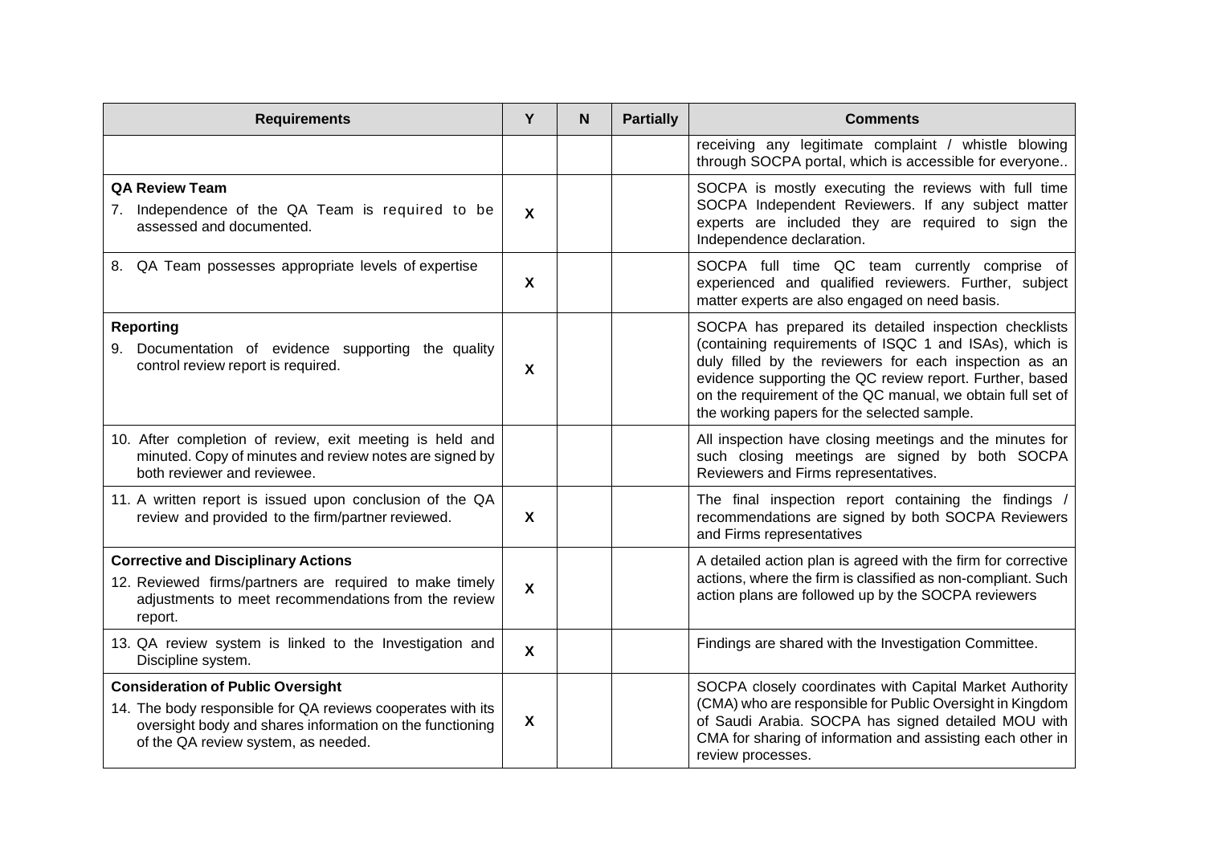| Requirements | Y | N | Partially | Comments |
|---|---|---|---|---|
| | | | | receiving any legitimate complaint / whistle blowing through SOCPA portal, which is accessible for everyone.. |
| **QA Review Team**<br>7. Independence of the QA Team is required to be assessed and documented. | X | | | SOCPA is mostly executing the reviews with full time SOCPA Independent Reviewers. If any subject matter experts are included they are required to sign the Independence declaration. |
| 8. QA Team possesses appropriate levels of expertise | X | | | SOCPA full time QC team currently comprise of experienced and qualified reviewers. Further, subject matter experts are also engaged on need basis. |
| **Reporting**<br>9. Documentation of evidence supporting the quality control review report is required. | X | | | SOCPA has prepared its detailed inspection checklists (containing requirements of ISQC 1 and ISAs), which is duly filled by the reviewers for each inspection as an evidence supporting the QC review report. Further, based on the requirement of the QC manual, we obtain full set of the working papers for the selected sample. |
| 10. After completion of review, exit meeting is held and minuted. Copy of minutes and review notes are signed by both reviewer and reviewee. | | | | All inspection have closing meetings and the minutes for such closing meetings are signed by both SOCPA Reviewers and Firms representatives. |
| 11. A written report is issued upon conclusion of the QA review and provided to the firm/partner reviewed. | X | | | The final inspection report containing the findings / recommendations are signed by both SOCPA Reviewers and Firms representatives |
| **Corrective and Disciplinary Actions**<br>12. Reviewed firms/partners are required to make timely adjustments to meet recommendations from the review report. | X | | | A detailed action plan is agreed with the firm for corrective actions, where the firm is classified as non-compliant. Such action plans are followed up by the SOCPA reviewers |
| 13. QA review system is linked to the Investigation and Discipline system. | X | | | Findings are shared with the Investigation Committee. |
| **Consideration of Public Oversight**<br>14. The body responsible for QA reviews cooperates with its oversight body and shares information on the functioning of the QA review system, as needed. | X | | | SOCPA closely coordinates with Capital Market Authority (CMA) who are responsible for Public Oversight in Kingdom of Saudi Arabia. SOCPA has signed detailed MOU with CMA for sharing of information and assisting each other in review processes. |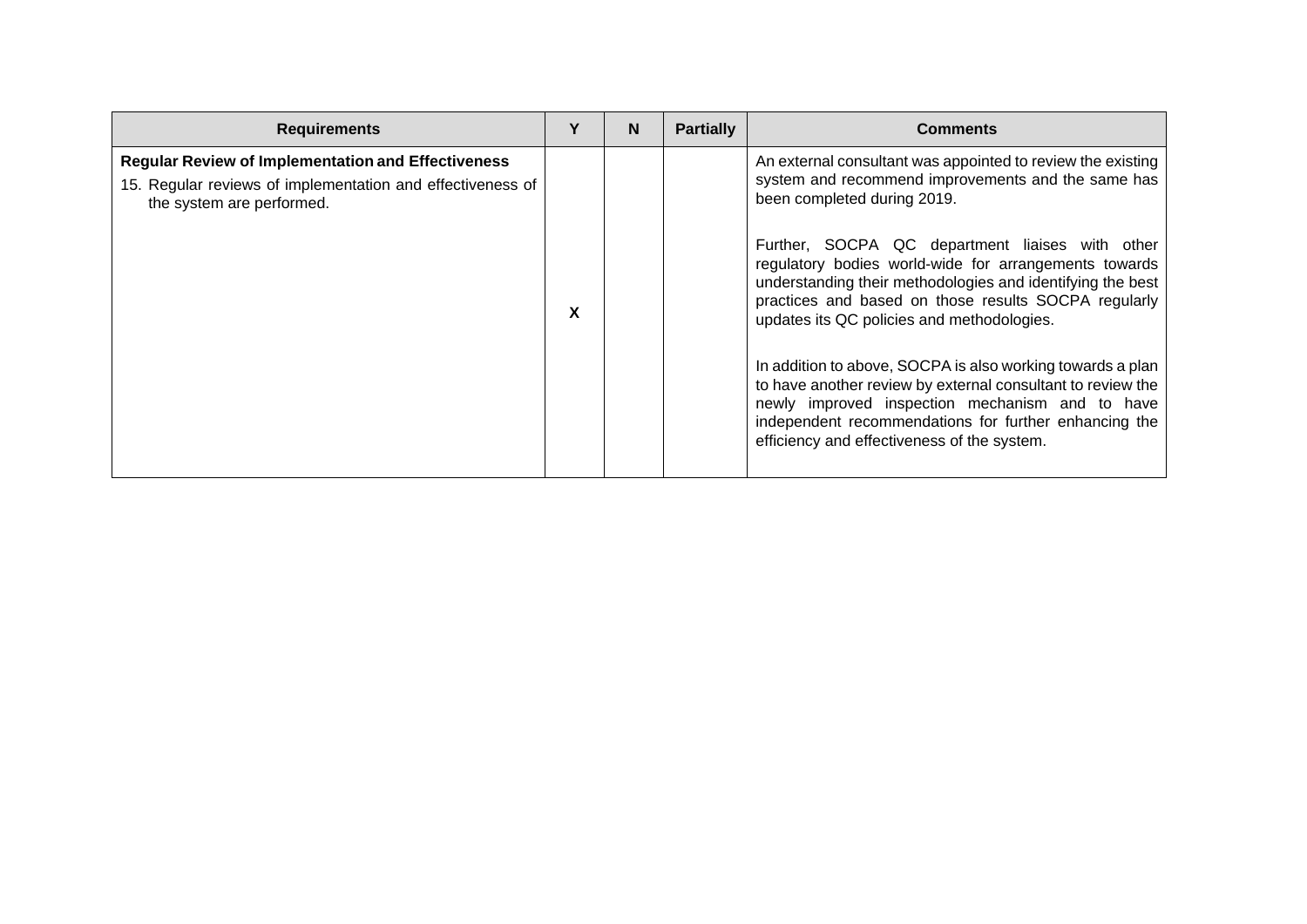| Requirements | Y | N | Partially | Comments |
|---|---|---|---|---|
| **Regular Review of Implementation and Effectiveness**<br>15. Regular reviews of implementation and effectiveness of the system are performed. | X | | | An external consultant was appointed to review the existing system and recommend improvements and the same has been completed during 2019.<br><br>Further, SOCPA QC department liaises with other regulatory bodies world-wide for arrangements towards understanding their methodologies and identifying the best practices and based on those results SOCPA regularly updates its QC policies and methodologies.<br><br>In addition to above, SOCPA is also working towards a plan to have another review by external consultant to review the newly improved inspection mechanism and to have independent recommendations for further enhancing the efficiency and effectiveness of the system. |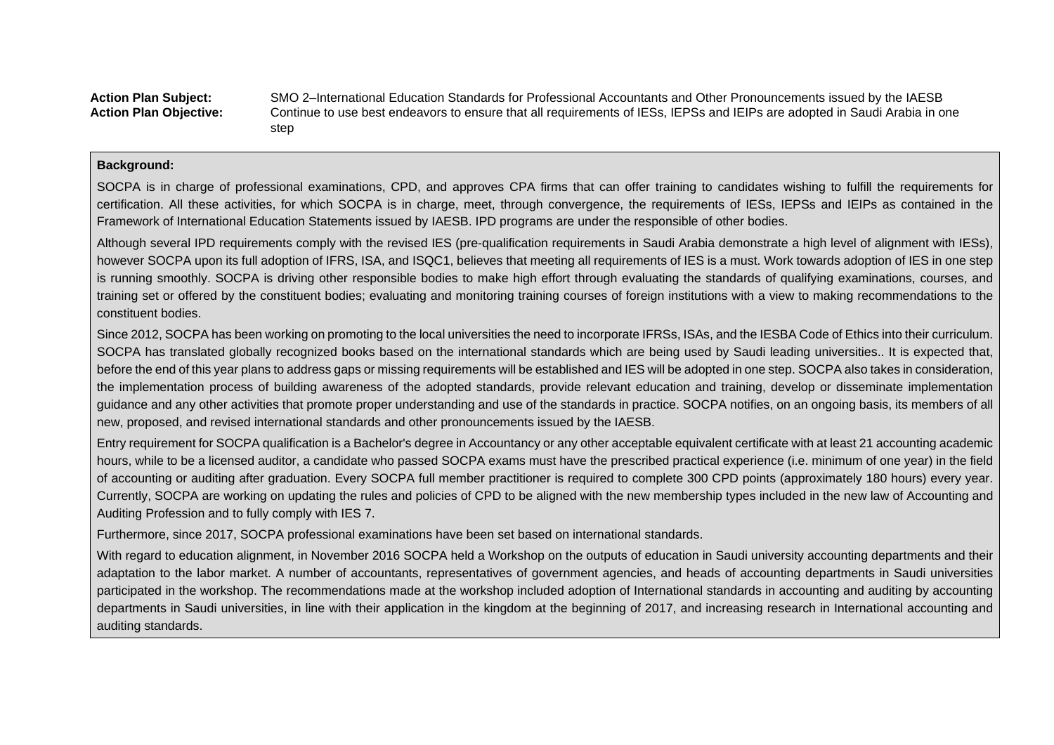**Action Plan Subject:** SMO 2–International Education Standards for Professional Accountants and Other Pronouncements issued by the IAESB

**Action Plan Objective:** Continue to use best endeavors to ensure that all requirements of IESs, IEPSs and IEIPs are adopted in Saudi Arabia in one step

**Background:**

SOCPA is in charge of professional examinations, CPD, and approves CPA firms that can offer training to candidates wishing to fulfill the requirements for certification. All these activities, for which SOCPA is in charge, meet, through convergence, the requirements of IESs, IEPSs and IEIPs as contained in the Framework of International Education Statements issued by IAESB. IPD programs are under the responsible of other bodies.

Although several IPD requirements comply with the revised IES (pre-qualification requirements in Saudi Arabia demonstrate a high level of alignment with IESs), however SOCPA upon its full adoption of IFRS, ISA, and ISQC1, believes that meeting all requirements of IES is a must. Work towards adoption of IES in one step is running smoothly. SOCPA is driving other responsible bodies to make high effort through evaluating the standards of qualifying examinations, courses, and training set or offered by the constituent bodies; evaluating and monitoring training courses of foreign institutions with a view to making recommendations to the constituent bodies.

Since 2012, SOCPA has been working on promoting to the local universities the need to incorporate IFRSs, ISAs, and the IESBA Code of Ethics into their curriculum. SOCPA has translated globally recognized books based on the international standards which are being used by Saudi leading universities.. It is expected that, before the end of this year plans to address gaps or missing requirements will be established and IES will be adopted in one step. SOCPA also takes in consideration, the implementation process of building awareness of the adopted standards, provide relevant education and training, develop or disseminate implementation guidance and any other activities that promote proper understanding and use of the standards in practice. SOCPA notifies, on an ongoing basis, its members of all new, proposed, and revised international standards and other pronouncements issued by the IAESB.

Entry requirement for SOCPA qualification is a Bachelor's degree in Accountancy or any other acceptable equivalent certificate with at least 21 accounting academic hours, while to be a licensed auditor, a candidate who passed SOCPA exams must have the prescribed practical experience (i.e. minimum of one year) in the field of accounting or auditing after graduation. Every SOCPA full member practitioner is required to complete 300 CPD points (approximately 180 hours) every year. Currently, SOCPA are working on updating the rules and policies of CPD to be aligned with the new membership types included in the new law of Accounting and Auditing Profession and to fully comply with IES 7.

Furthermore, since 2017, SOCPA professional examinations have been set based on international standards.

With regard to education alignment, in November 2016 SOCPA held a Workshop on the outputs of education in Saudi university accounting departments and their adaptation to the labor market. A number of accountants, representatives of government agencies, and heads of accounting departments in Saudi universities participated in the workshop. The recommendations made at the workshop included adoption of International standards in accounting and auditing by accounting departments in Saudi universities, in line with their application in the kingdom at the beginning of 2017, and increasing research in International accounting and auditing standards.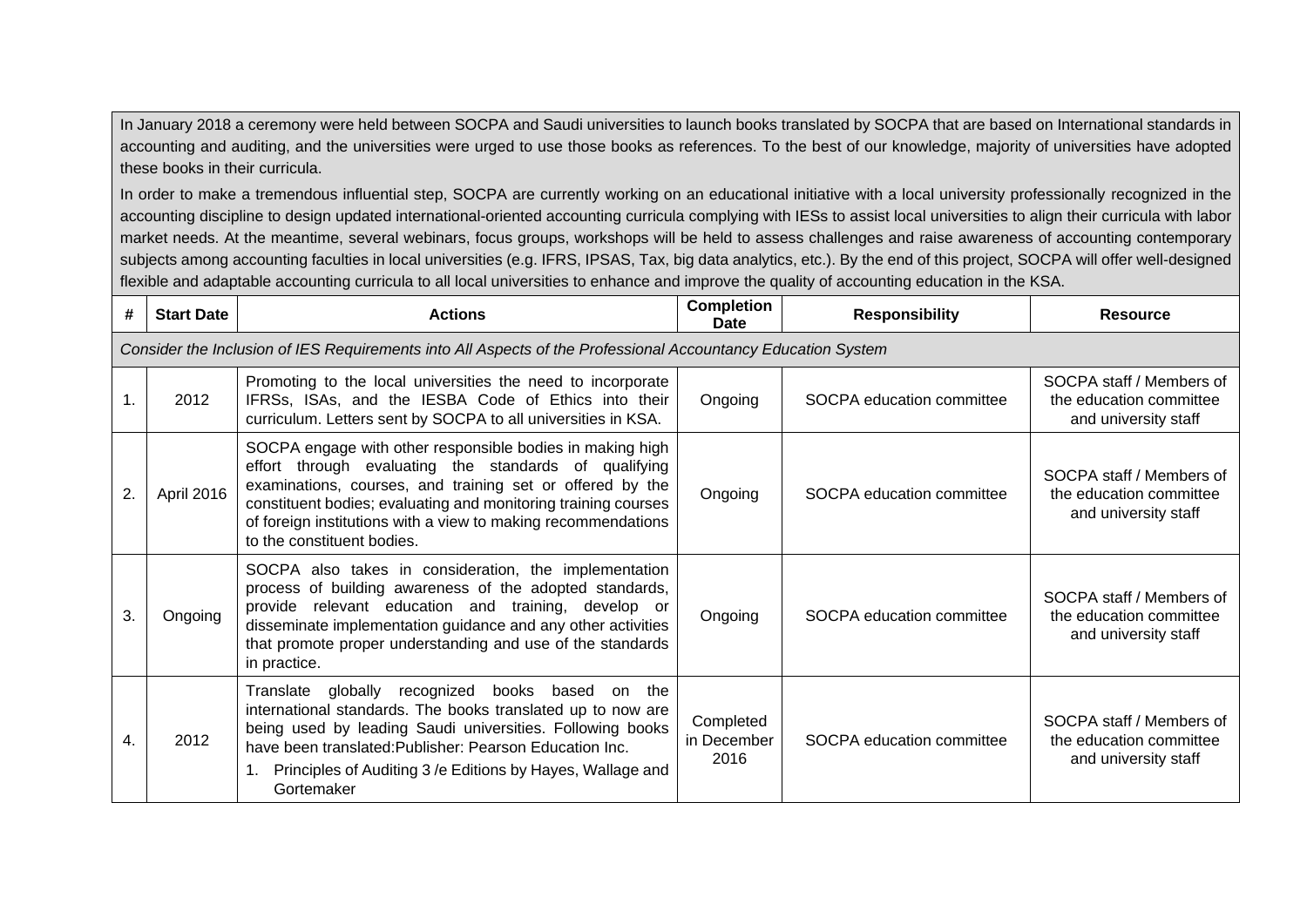In January 2018 a ceremony were held between SOCPA and Saudi universities to launch books translated by SOCPA that are based on International standards in accounting and auditing, and the universities were urged to use those books as references. To the best of our knowledge, majority of universities have adopted these books in their curricula.

In order to make a tremendous influential step, SOCPA are currently working on an educational initiative with a local university professionally recognized in the accounting discipline to design updated international-oriented accounting curricula complying with IESs to assist local universities to align their curricula with labor market needs. At the meantime, several webinars, focus groups, workshops will be held to assess challenges and raise awareness of accounting contemporary subjects among accounting faculties in local universities (e.g. IFRS, IPSAS, Tax, big data analytics, etc.). By the end of this project, SOCPA will offer well-designed flexible and adaptable accounting curricula to all local universities to enhance and improve the quality of accounting education in the KSA.

| # | Start Date | Actions | Completion Date | Responsibility | Resource |
|---|---|---|---|---|---|
| *Consider the Inclusion of IES Requirements into All Aspects of the Professional Accountancy Education System* | | | | | |
| 1. | 2012 | Promoting to the local universities the need to incorporate IFRSs, ISAs, and the IESBA Code of Ethics into their curriculum. Letters sent by SOCPA to all universities in KSA. | Ongoing | SOCPA education committee | SOCPA staff / Members of the education committee and university staff |
| 2. | April 2016 | SOCPA engage with other responsible bodies in making high effort through evaluating the standards of qualifying examinations, courses, and training set or offered by the constituent bodies; evaluating and monitoring training courses of foreign institutions with a view to making recommendations to the constituent bodies. | Ongoing | SOCPA education committee | SOCPA staff / Members of the education committee and university staff |
| 3. | Ongoing | SOCPA also takes in consideration, the implementation process of building awareness of the adopted standards, provide relevant education and training, develop or disseminate implementation guidance and any other activities that promote proper understanding and use of the standards in practice. | Ongoing | SOCPA education committee | SOCPA staff / Members of the education committee and university staff |
| 4. | 2012 | Translate globally recognized books based on the international standards. The books translated up to now are being used by leading Saudi universities. Following books have been translated:Publisher: Pearson Education Inc.<br>1. Principles of Auditing 3 /e Editions by Hayes, Wallage and Gortemaker | Completed in December 2016 | SOCPA education committee | SOCPA staff / Members of the education committee and university staff |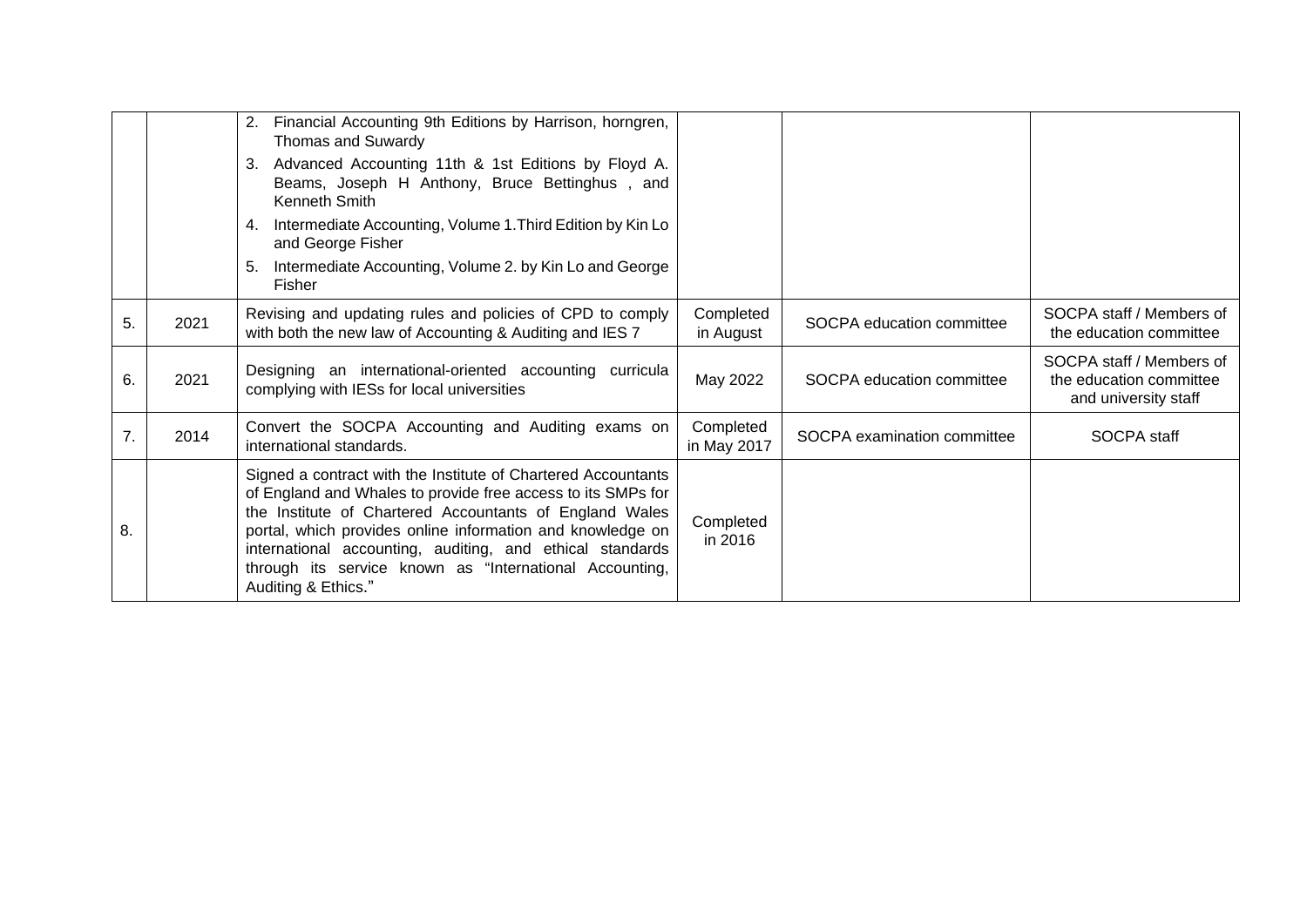| | | | | | |
|---|---|---|---|---|---|
| | | 2. Financial Accounting 9th Editions by Harrison, horngren, Thomas and Suwardy<br>3. Advanced Accounting 11th & 1st Editions by Floyd A. Beams, Joseph H Anthony, Bruce Bettinghus , and Kenneth Smith<br>4. Intermediate Accounting, Volume 1.Third Edition by Kin Lo and George Fisher<br>5. Intermediate Accounting, Volume 2. by Kin Lo and George Fisher | | | |
| 5. | 2021 | Revising and updating rules and policies of CPD to comply with both the new law of Accounting & Auditing and IES 7 | Completed in August | SOCPA education committee | SOCPA staff / Members of the education committee |
| 6. | 2021 | Designing an international-oriented accounting curricula complying with IESs for local universities | May 2022 | SOCPA education committee | SOCPA staff / Members of the education committee and university staff |
| 7. | 2014 | Convert the SOCPA Accounting and Auditing exams on international standards. | Completed in May 2017 | SOCPA examination committee | SOCPA staff |
| 8. | | Signed a contract with the Institute of Chartered Accountants of England and Whales to provide free access to its SMPs for the Institute of Chartered Accountants of England Wales portal, which provides online information and knowledge on international accounting, auditing, and ethical standards through its service known as "International Accounting, Auditing & Ethics." | Completed in 2016 | | |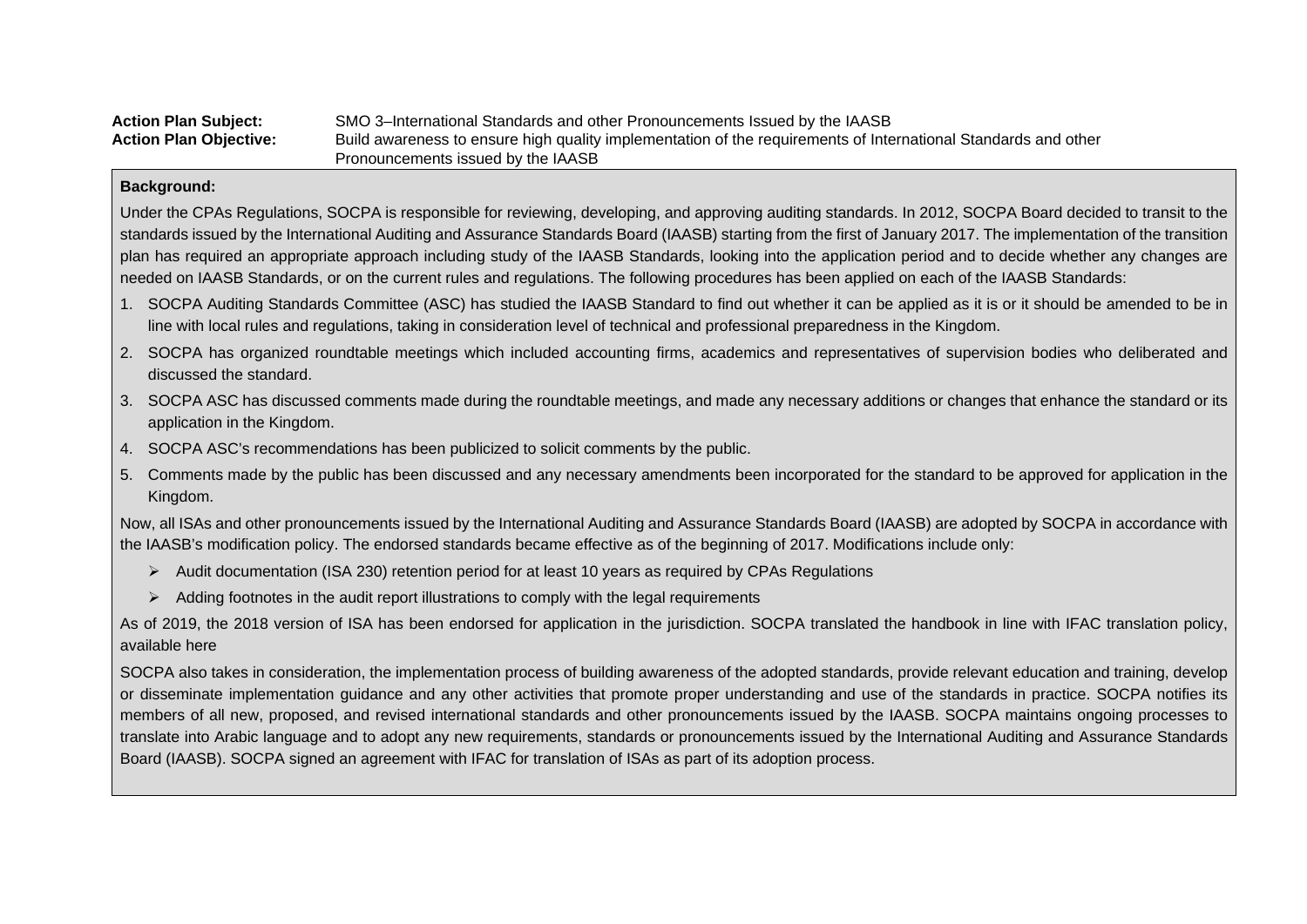**Action Plan Subject:** SMO 3–International Standards and other Pronouncements Issued by the IAASB

**Action Plan Objective:** Build awareness to ensure high quality implementation of the requirements of International Standards and other Pronouncements issued by the IAASB

**Background:**

Under the CPAs Regulations, SOCPA is responsible for reviewing, developing, and approving auditing standards. In 2012, SOCPA Board decided to transit to the standards issued by the International Auditing and Assurance Standards Board (IAASB) starting from the first of January 2017. The implementation of the transition plan has required an appropriate approach including study of the IAASB Standards, looking into the application period and to decide whether any changes are needed on IAASB Standards, or on the current rules and regulations. The following procedures has been applied on each of the IAASB Standards:

1. SOCPA Auditing Standards Committee (ASC) has studied the IAASB Standard to find out whether it can be applied as it is or it should be amended to be in line with local rules and regulations, taking in consideration level of technical and professional preparedness in the Kingdom.
2. SOCPA has organized roundtable meetings which included accounting firms, academics and representatives of supervision bodies who deliberated and discussed the standard.
3. SOCPA ASC has discussed comments made during the roundtable meetings, and made any necessary additions or changes that enhance the standard or its application in the Kingdom.
4. SOCPA ASC's recommendations has been publicized to solicit comments by the public.
5. Comments made by the public has been discussed and any necessary amendments been incorporated for the standard to be approved for application in the Kingdom.

Now, all ISAs and other pronouncements issued by the International Auditing and Assurance Standards Board (IAASB) are adopted by SOCPA in accordance with the IAASB's modification policy. The endorsed standards became effective as of the beginning of 2017. Modifications include only:

- Audit documentation (ISA 230) retention period for at least 10 years as required by CPAs Regulations
- Adding footnotes in the audit report illustrations to comply with the legal requirements

As of 2019, the 2018 version of ISA has been endorsed for application in the jurisdiction. SOCPA translated the handbook in line with IFAC translation policy, available here

SOCPA also takes in consideration, the implementation process of building awareness of the adopted standards, provide relevant education and training, develop or disseminate implementation guidance and any other activities that promote proper understanding and use of the standards in practice. SOCPA notifies its members of all new, proposed, and revised international standards and other pronouncements issued by the IAASB. SOCPA maintains ongoing processes to translate into Arabic language and to adopt any new requirements, standards or pronouncements issued by the International Auditing and Assurance Standards Board (IAASB). SOCPA signed an agreement with IFAC for translation of ISAs as part of its adoption process.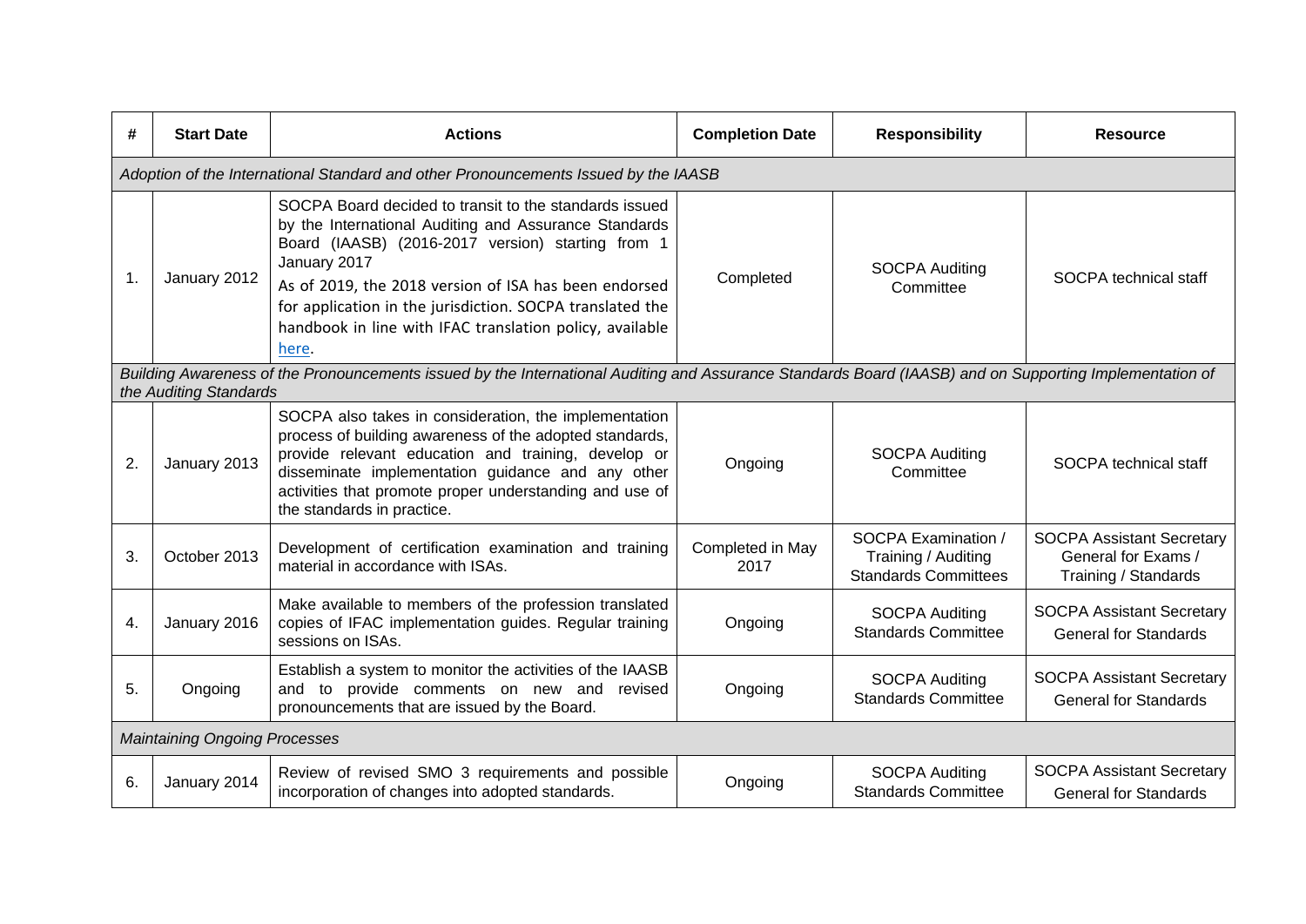| # | Start Date | Actions | Completion Date | Responsibility | Resource |
|---|---|---|---|---|---|
| *Adoption of the International Standard and other Pronouncements Issued by the IAASB* | | | | | |
| 1. | January 2012 | SOCPA Board decided to transit to the standards issued by the International Auditing and Assurance Standards Board (IAASB) (2016-2017 version) starting from 1 January 2017 As of 2019, the 2018 version of ISA has been endorsed for application in the jurisdiction. SOCPA translated the handbook in line with IFAC translation policy, available here. | Completed | SOCPA Auditing Committee | SOCPA technical staff |
| *Building Awareness of the Pronouncements issued by the International Auditing and Assurance Standards Board (IAASB) and on Supporting Implementation of the Auditing Standards* | | | | | |
| 2. | January 2013 | SOCPA also takes in consideration, the implementation process of building awareness of the adopted standards, provide relevant education and training, develop or disseminate implementation guidance and any other activities that promote proper understanding and use of the standards in practice. | Ongoing | SOCPA Auditing Committee | SOCPA technical staff |
| 3. | October 2013 | Development of certification examination and training material in accordance with ISAs. | Completed in May 2017 | SOCPA Examination / Training / Auditing Standards Committees | SOCPA Assistant Secretary General for Exams / Training / Standards |
| 4. | January 2016 | Make available to members of the profession translated copies of IFAC implementation guides. Regular training sessions on ISAs. | Ongoing | SOCPA Auditing Standards Committee | SOCPA Assistant Secretary General for Standards |
| 5. | Ongoing | Establish a system to monitor the activities of the IAASB and to provide comments on new and revised pronouncements that are issued by the Board. | Ongoing | SOCPA Auditing Standards Committee | SOCPA Assistant Secretary General for Standards |
| *Maintaining Ongoing Processes* | | | | | |
| 6. | January 2014 | Review of revised SMO 3 requirements and possible incorporation of changes into adopted standards. | Ongoing | SOCPA Auditing Standards Committee | SOCPA Assistant Secretary General for Standards |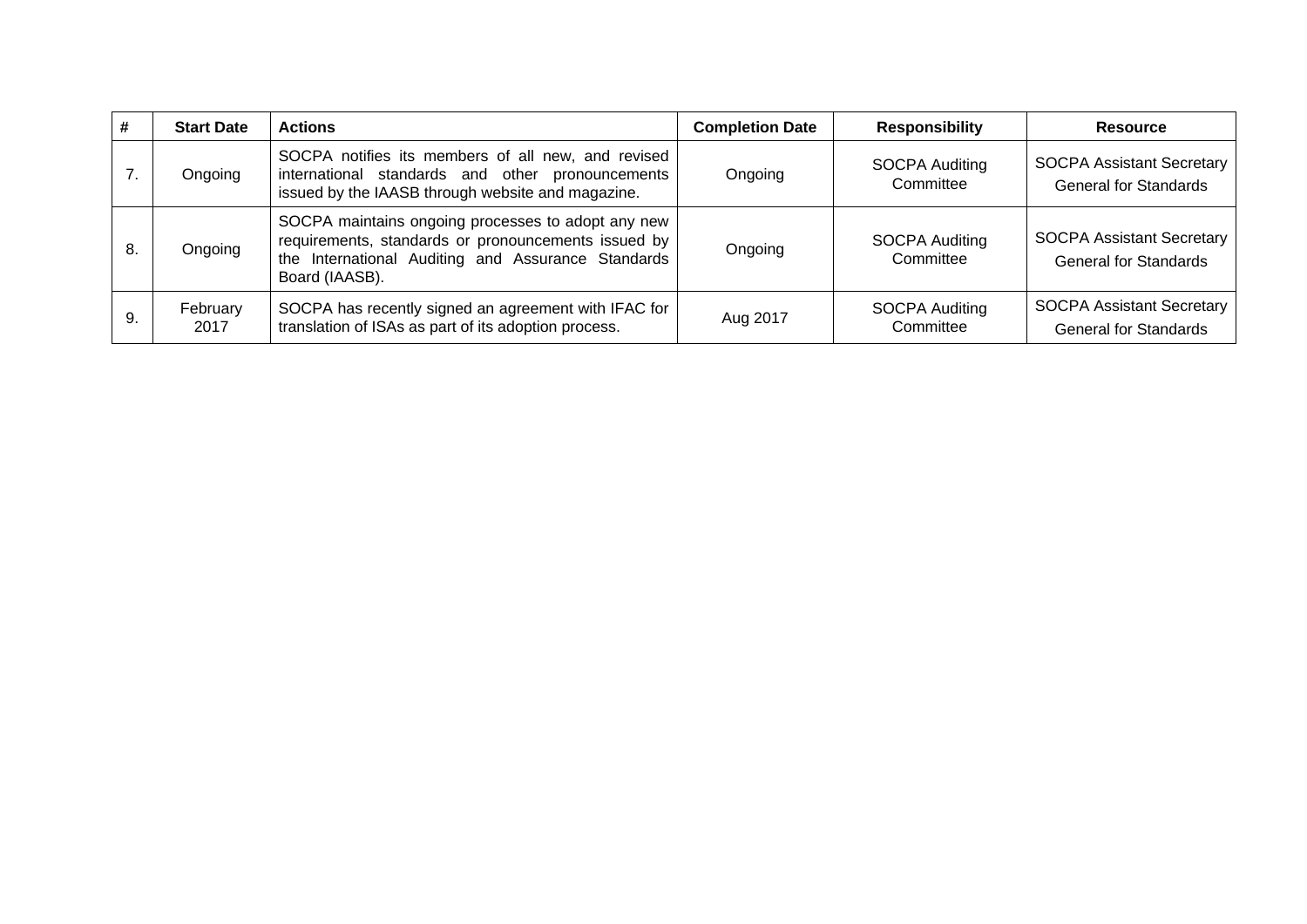| # | Start Date | Actions | Completion Date | Responsibility | Resource |
|---|---|---|---|---|---|
| 7. | Ongoing | SOCPA notifies its members of all new, and revised international standards and other pronouncements issued by the IAASB through website and magazine. | Ongoing | SOCPA Auditing Committee | SOCPA Assistant Secretary General for Standards |
| 8. | Ongoing | SOCPA maintains ongoing processes to adopt any new requirements, standards or pronouncements issued by the International Auditing and Assurance Standards Board (IAASB). | Ongoing | SOCPA Auditing Committee | SOCPA Assistant Secretary General for Standards |
| 9. | February 2017 | SOCPA has recently signed an agreement with IFAC for translation of ISAs as part of its adoption process. | Aug 2017 | SOCPA Auditing Committee | SOCPA Assistant Secretary General for Standards |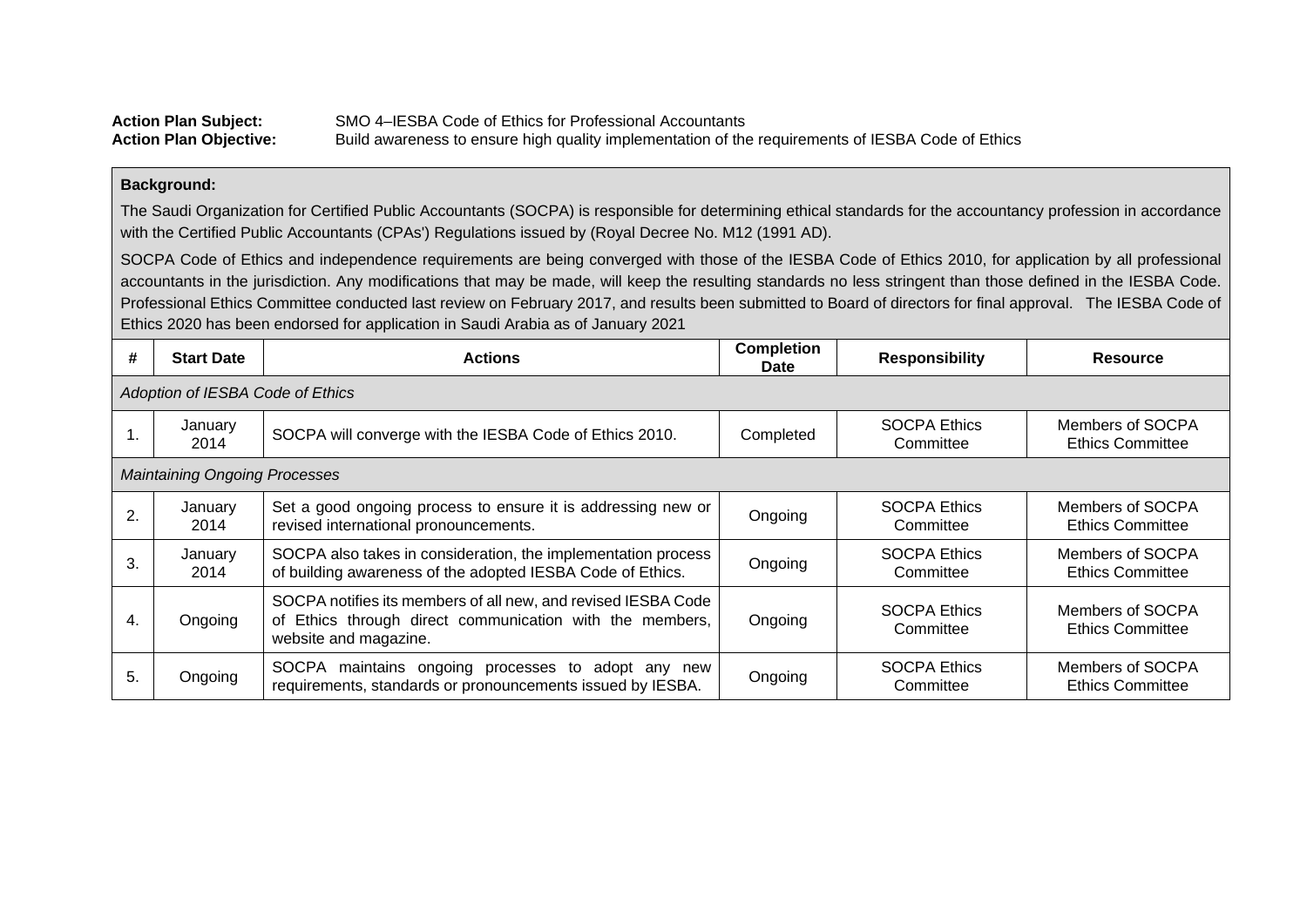**Action Plan Subject:** SMO 4–IESBA Code of Ethics for Professional Accountants
**Action Plan Objective:** Build awareness to ensure high quality implementation of the requirements of IESBA Code of Ethics

**Background:**

The Saudi Organization for Certified Public Accountants (SOCPA) is responsible for determining ethical standards for the accountancy profession in accordance with the Certified Public Accountants (CPAs') Regulations issued by (Royal Decree No. M12 (1991 AD).

SOCPA Code of Ethics and independence requirements are being converged with those of the IESBA Code of Ethics 2010, for application by all professional accountants in the jurisdiction. Any modifications that may be made, will keep the resulting standards no less stringent than those defined in the IESBA Code. Professional Ethics Committee conducted last review on February 2017, and results been submitted to Board of directors for final approval. The IESBA Code of Ethics 2020 has been endorsed for application in Saudi Arabia as of January 2021

| # | Start Date | Actions | Completion Date | Responsibility | Resource |
|---|---|---|---|---|---|
| *Adoption of IESBA Code of Ethics* | | | | | |
| 1. | January 2014 | SOCPA will converge with the IESBA Code of Ethics 2010. | Completed | SOCPA Ethics Committee | Members of SOCPA Ethics Committee |
| *Maintaining Ongoing Processes* | | | | | |
| 2. | January 2014 | Set a good ongoing process to ensure it is addressing new or revised international pronouncements. | Ongoing | SOCPA Ethics Committee | Members of SOCPA Ethics Committee |
| 3. | January 2014 | SOCPA also takes in consideration, the implementation process of building awareness of the adopted IESBA Code of Ethics. | Ongoing | SOCPA Ethics Committee | Members of SOCPA Ethics Committee |
| 4. | Ongoing | SOCPA notifies its members of all new, and revised IESBA Code of Ethics through direct communication with the members, website and magazine. | Ongoing | SOCPA Ethics Committee | Members of SOCPA Ethics Committee |
| 5. | Ongoing | SOCPA maintains ongoing processes to adopt any new requirements, standards or pronouncements issued by IESBA. | Ongoing | SOCPA Ethics Committee | Members of SOCPA Ethics Committee |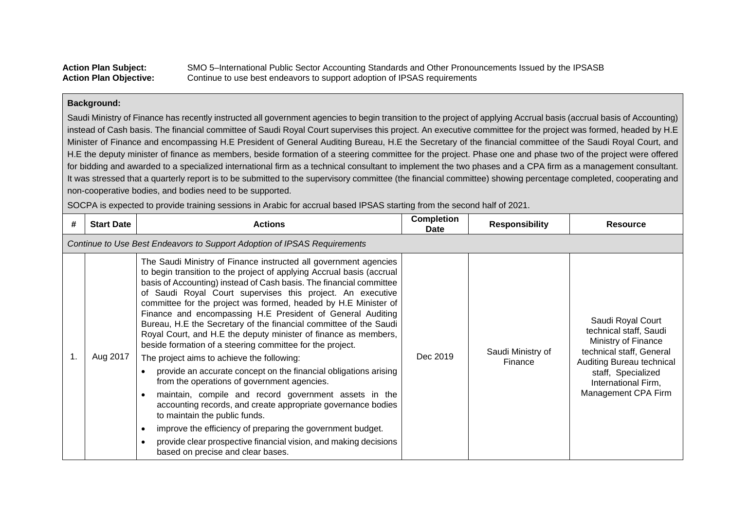**Action Plan Subject:** SMO 5–International Public Sector Accounting Standards and Other Pronouncements Issued by the IPSASB
**Action Plan Objective:** Continue to use best endeavors to support adoption of IPSAS requirements

**Background:**

Saudi Ministry of Finance has recently instructed all government agencies to begin transition to the project of applying Accrual basis (accrual basis of Accounting) instead of Cash basis. The financial committee of Saudi Royal Court supervises this project. An executive committee for the project was formed, headed by H.E Minister of Finance and encompassing H.E President of General Auditing Bureau, H.E the Secretary of the financial committee of the Saudi Royal Court, and H.E the deputy minister of finance as members, beside formation of a steering committee for the project. Phase one and phase two of the project were offered for bidding and awarded to a specialized international firm as a technical consultant to implement the two phases and a CPA firm as a management consultant. It was stressed that a quarterly report is to be submitted to the supervisory committee (the financial committee) showing percentage completed, cooperating and non-cooperative bodies, and bodies need to be supported.

SOCPA is expected to provide training sessions in Arabic for accrual based IPSAS starting from the second half of 2021.

| # | Start Date | Actions | Completion Date | Responsibility | Resource |
|---|---|---|---|---|---|
| *Continue to Use Best Endeavors to Support Adoption of IPSAS Requirements* | | | | | |
| 1. | Aug 2017 | The Saudi Ministry of Finance instructed all government agencies to begin transition to the project of applying Accrual basis (accrual basis of Accounting) instead of Cash basis. The financial committee of Saudi Royal Court supervises this project. An executive committee for the project was formed, headed by H.E Minister of Finance and encompassing H.E President of General Auditing Bureau, H.E the Secretary of the financial committee of the Saudi Royal Court, and H.E the deputy minister of finance as members, beside formation of a steering committee for the project.<br>The project aims to achieve the following:<br>• provide an accurate concept on the financial obligations arising from the operations of government agencies.<br>• maintain, compile and record government assets in the accounting records, and create appropriate governance bodies to maintain the public funds.<br>• improve the efficiency of preparing the government budget.<br>• provide clear prospective financial vision, and making decisions based on precise and clear bases. | Dec 2019 | Saudi Ministry of Finance | Saudi Royal Court technical staff, Saudi Ministry of Finance technical staff, General Auditing Bureau technical staff, Specialized International Firm, Management CPA Firm |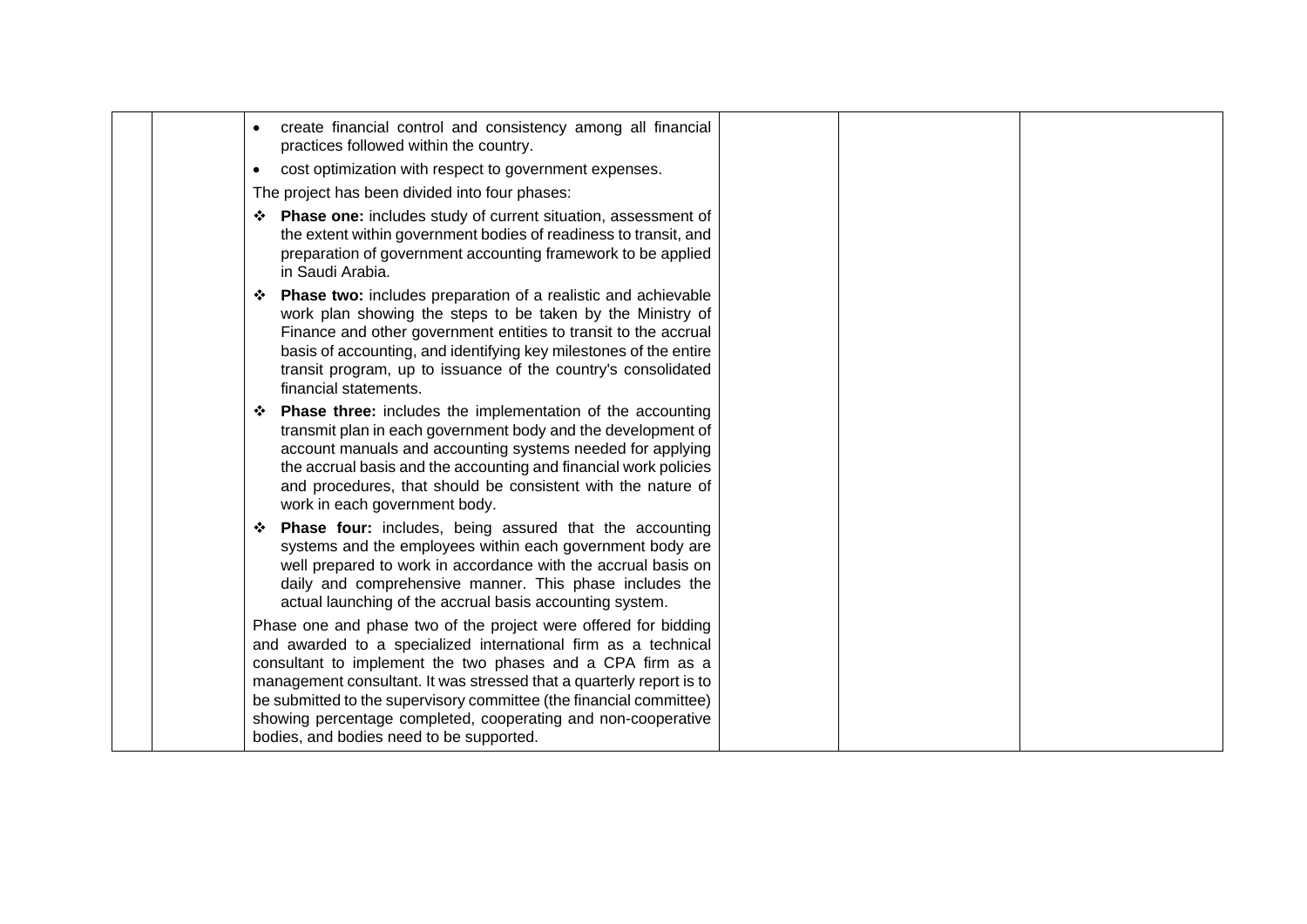| | | | | | |
|---|---|---|---|---|---|
| | | • create financial control and consistency among all financial practices followed within the country.<br>• cost optimization with respect to government expenses.<br>The project has been divided into four phases:<br>❖ **Phase one:** includes study of current situation, assessment of the extent within government bodies of readiness to transit, and preparation of government accounting framework to be applied in Saudi Arabia.<br>❖ **Phase two:** includes preparation of a realistic and achievable work plan showing the steps to be taken by the Ministry of Finance and other government entities to transit to the accrual basis of accounting, and identifying key milestones of the entire transit program, up to issuance of the country's consolidated financial statements.<br>❖ **Phase three:** includes the implementation of the accounting transmit plan in each government body and the development of account manuals and accounting systems needed for applying the accrual basis and the accounting and financial work policies and procedures, that should be consistent with the nature of work in each government body.<br>❖ **Phase four:** includes, being assured that the accounting systems and the employees within each government body are well prepared to work in accordance with the accrual basis on daily and comprehensive manner. This phase includes the actual launching of the accrual basis accounting system.<br>Phase one and phase two of the project were offered for bidding and awarded to a specialized international firm as a technical consultant to implement the two phases and a CPA firm as a management consultant. It was stressed that a quarterly report is to be submitted to the supervisory committee (the financial committee) showing percentage completed, cooperating and non-cooperative bodies, and bodies need to be supported. | | | |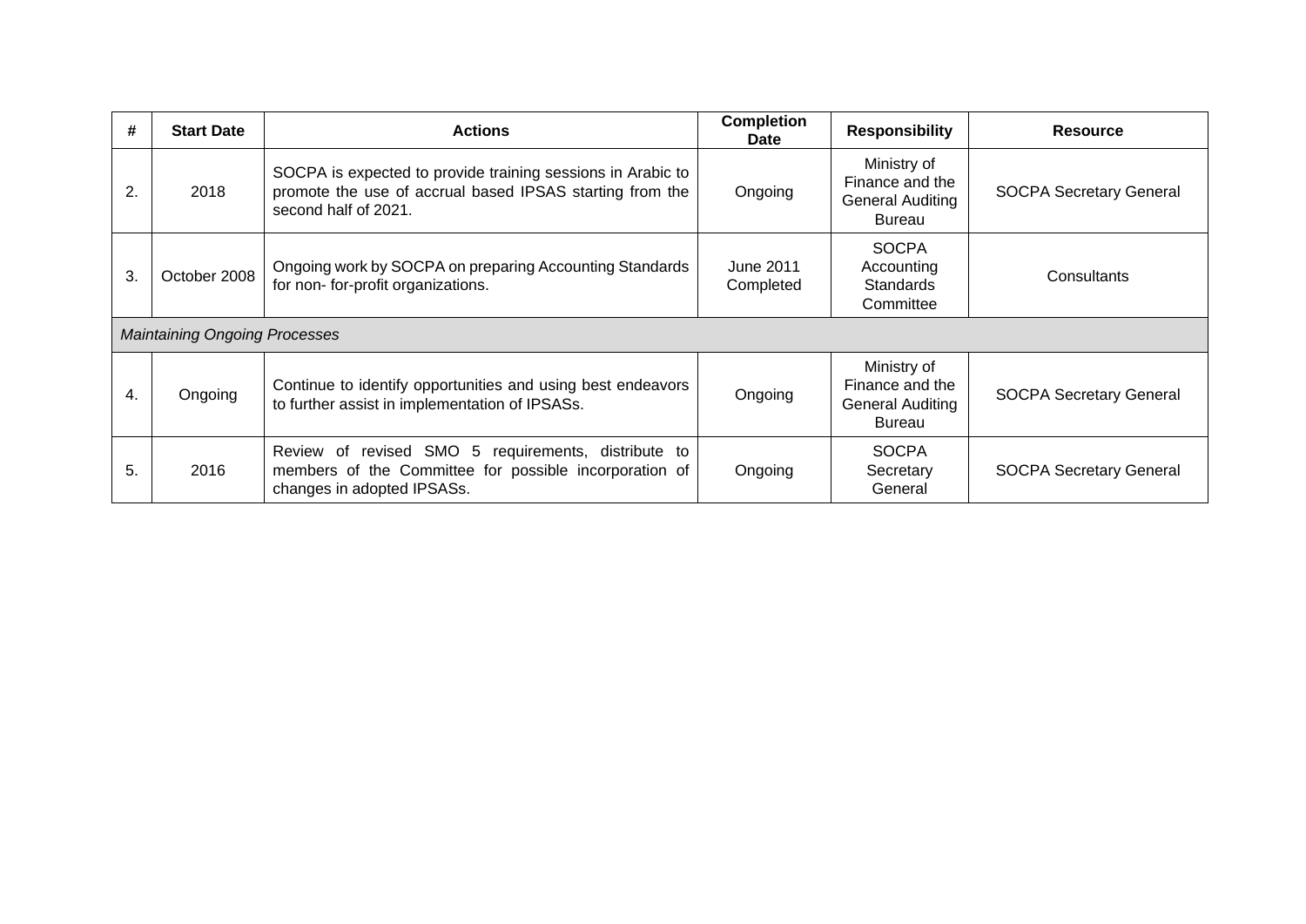| # | Start Date | Actions | Completion Date | Responsibility | Resource |
|---|---|---|---|---|---|
| 2. | 2018 | SOCPA is expected to provide training sessions in Arabic to promote the use of accrual based IPSAS starting from the second half of 2021. | Ongoing | Ministry of Finance and the General Auditing Bureau | SOCPA Secretary General |
| 3. | October 2008 | Ongoing work by SOCPA on preparing Accounting Standards for non- for-profit organizations. | June 2011 Completed | SOCPA Accounting Standards Committee | Consultants |
| *Maintaining Ongoing Processes* | | | | | |
| 4. | Ongoing | Continue to identify opportunities and using best endeavors to further assist in implementation of IPSASs. | Ongoing | Ministry of Finance and the General Auditing Bureau | SOCPA Secretary General |
| 5. | 2016 | Review of revised SMO 5 requirements, distribute to members of the Committee for possible incorporation of changes in adopted IPSASs. | Ongoing | SOCPA Secretary General | SOCPA Secretary General |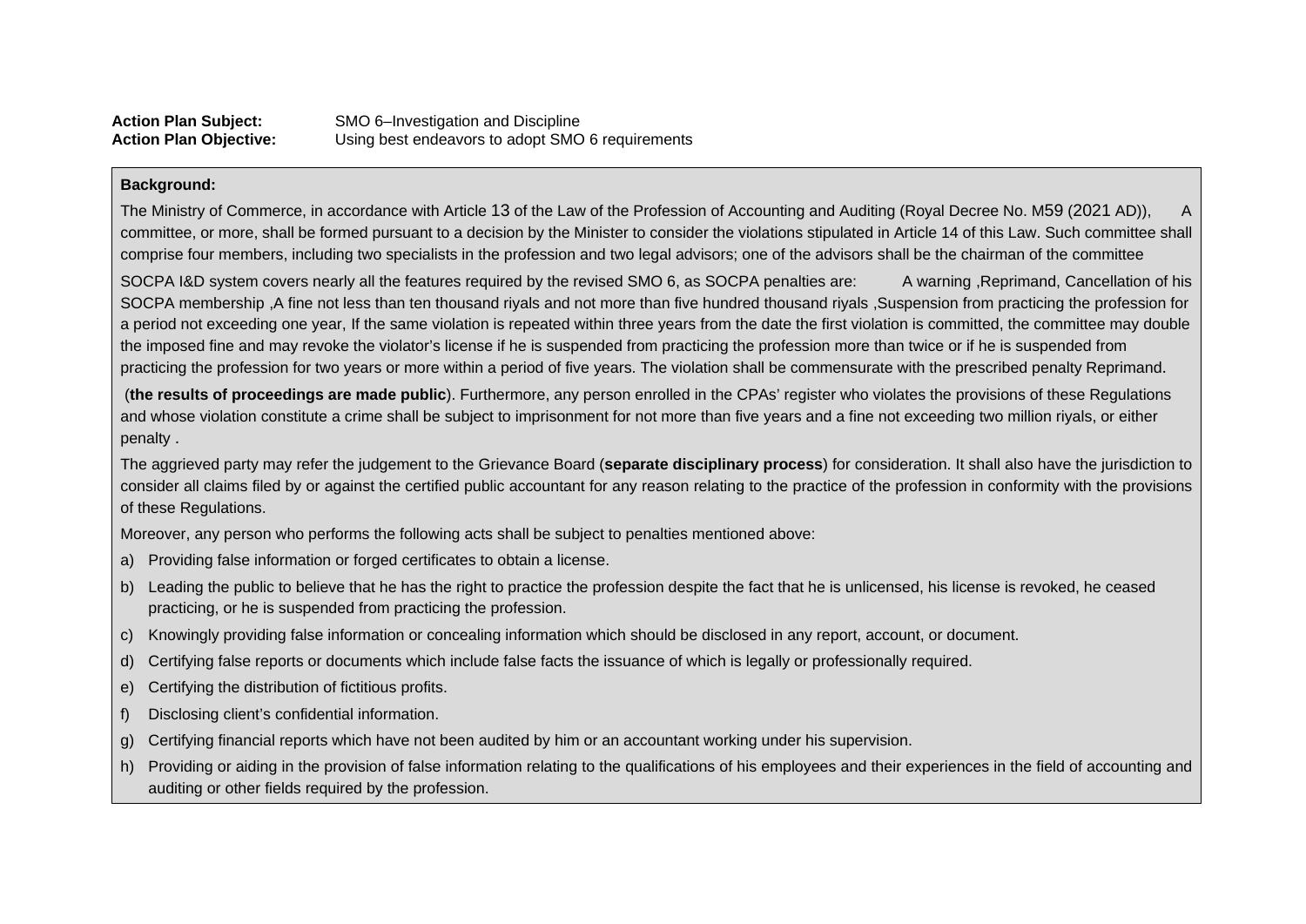**Action Plan Subject:** SMO 6–Investigation and Discipline
**Action Plan Objective:** Using best endeavors to adopt SMO 6 requirements

**Background:**

The Ministry of Commerce, in accordance with Article 13 of the Law of the Profession of Accounting and Auditing (Royal Decree No. M59 (2021 AD)), A committee, or more, shall be formed pursuant to a decision by the Minister to consider the violations stipulated in Article 14 of this Law. Such committee shall comprise four members, including two specialists in the profession and two legal advisors; one of the advisors shall be the chairman of the committee

SOCPA I&D system covers nearly all the features required by the revised SMO 6, as SOCPA penalties are: A warning ,Reprimand, Cancellation of his SOCPA membership ,A fine not less than ten thousand riyals and not more than five hundred thousand riyals ,Suspension from practicing the profession for a period not exceeding one year, If the same violation is repeated within three years from the date the first violation is committed, the committee may double the imposed fine and may revoke the violator's license if he is suspended from practicing the profession more than twice or if he is suspended from practicing the profession for two years or more within a period of five years. The violation shall be commensurate with the prescribed penalty Reprimand.

(**the results of proceedings are made public**). Furthermore, any person enrolled in the CPAs' register who violates the provisions of these Regulations and whose violation constitute a crime shall be subject to imprisonment for not more than five years and a fine not exceeding two million riyals, or either penalty .

The aggrieved party may refer the judgement to the Grievance Board (**separate disciplinary process**) for consideration. It shall also have the jurisdiction to consider all claims filed by or against the certified public accountant for any reason relating to the practice of the profession in conformity with the provisions of these Regulations.

Moreover, any person who performs the following acts shall be subject to penalties mentioned above:

a) Providing false information or forged certificates to obtain a license.
b) Leading the public to believe that he has the right to practice the profession despite the fact that he is unlicensed, his license is revoked, he ceased practicing, or he is suspended from practicing the profession.
c) Knowingly providing false information or concealing information which should be disclosed in any report, account, or document.
d) Certifying false reports or documents which include false facts the issuance of which is legally or professionally required.
e) Certifying the distribution of fictitious profits.
f) Disclosing client's confidential information.
g) Certifying financial reports which have not been audited by him or an accountant working under his supervision.
h) Providing or aiding in the provision of false information relating to the qualifications of his employees and their experiences in the field of accounting and auditing or other fields required by the profession.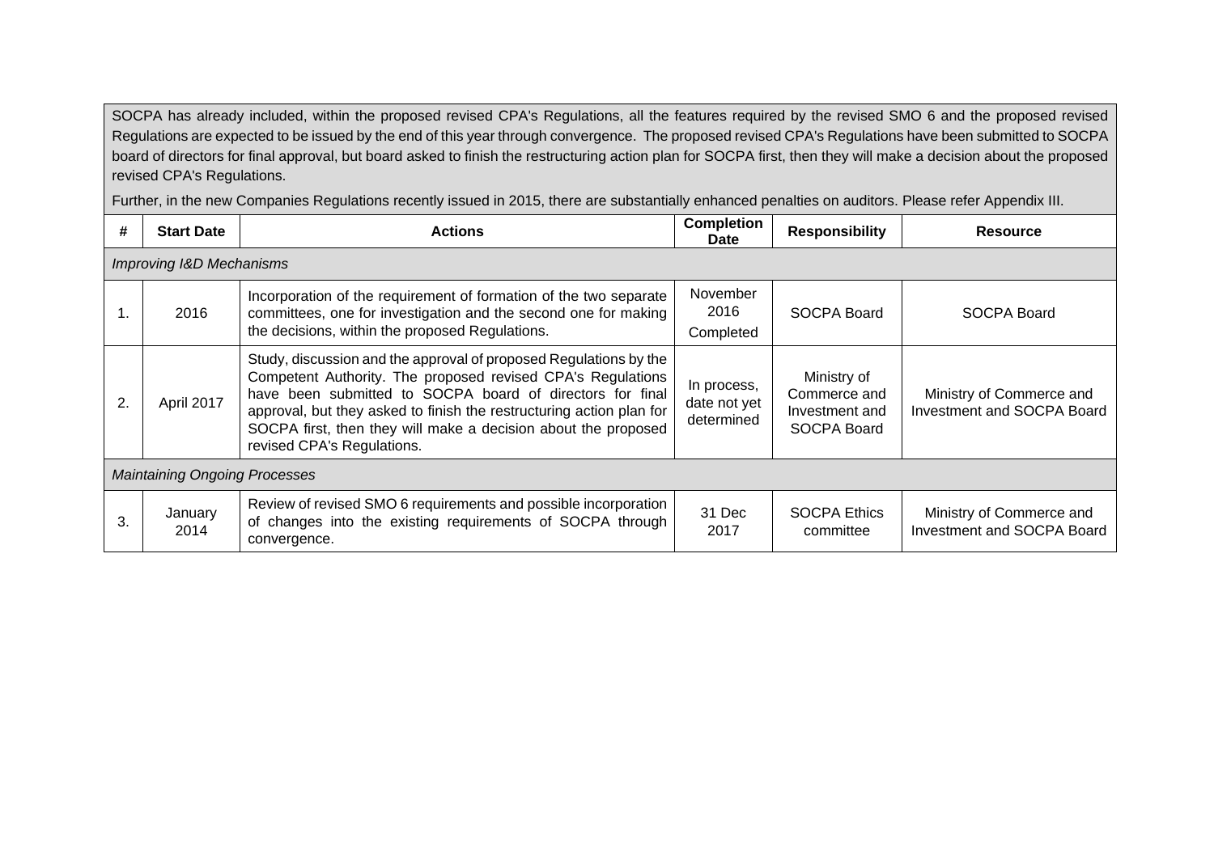SOCPA has already included, within the proposed revised CPA's Regulations, all the features required by the revised SMO 6 and the proposed revised Regulations are expected to be issued by the end of this year through convergence. The proposed revised CPA's Regulations have been submitted to SOCPA board of directors for final approval, but board asked to finish the restructuring action plan for SOCPA first, then they will make a decision about the proposed revised CPA's Regulations.

Further, in the new Companies Regulations recently issued in 2015, there are substantially enhanced penalties on auditors. Please refer Appendix III.

| # | Start Date | Actions | Completion Date | Responsibility | Resource |
|---|---|---|---|---|---|
| *Improving I&D Mechanisms* | | | | | |
| 1. | 2016 | Incorporation of the requirement of formation of the two separate committees, one for investigation and the second one for making the decisions, within the proposed Regulations. | November 2016 Completed | SOCPA Board | SOCPA Board |
| 2. | April 2017 | Study, discussion and the approval of proposed Regulations by the Competent Authority. The proposed revised CPA's Regulations have been submitted to SOCPA board of directors for final approval, but they asked to finish the restructuring action plan for SOCPA first, then they will make a decision about the proposed revised CPA's Regulations. | In process, date not yet determined | Ministry of Commerce and Investment and SOCPA Board | Ministry of Commerce and Investment and SOCPA Board |
| *Maintaining Ongoing Processes* | | | | | |
| 3. | January 2014 | Review of revised SMO 6 requirements and possible incorporation of changes into the existing requirements of SOCPA through convergence. | 31 Dec 2017 | SOCPA Ethics committee | Ministry of Commerce and Investment and SOCPA Board |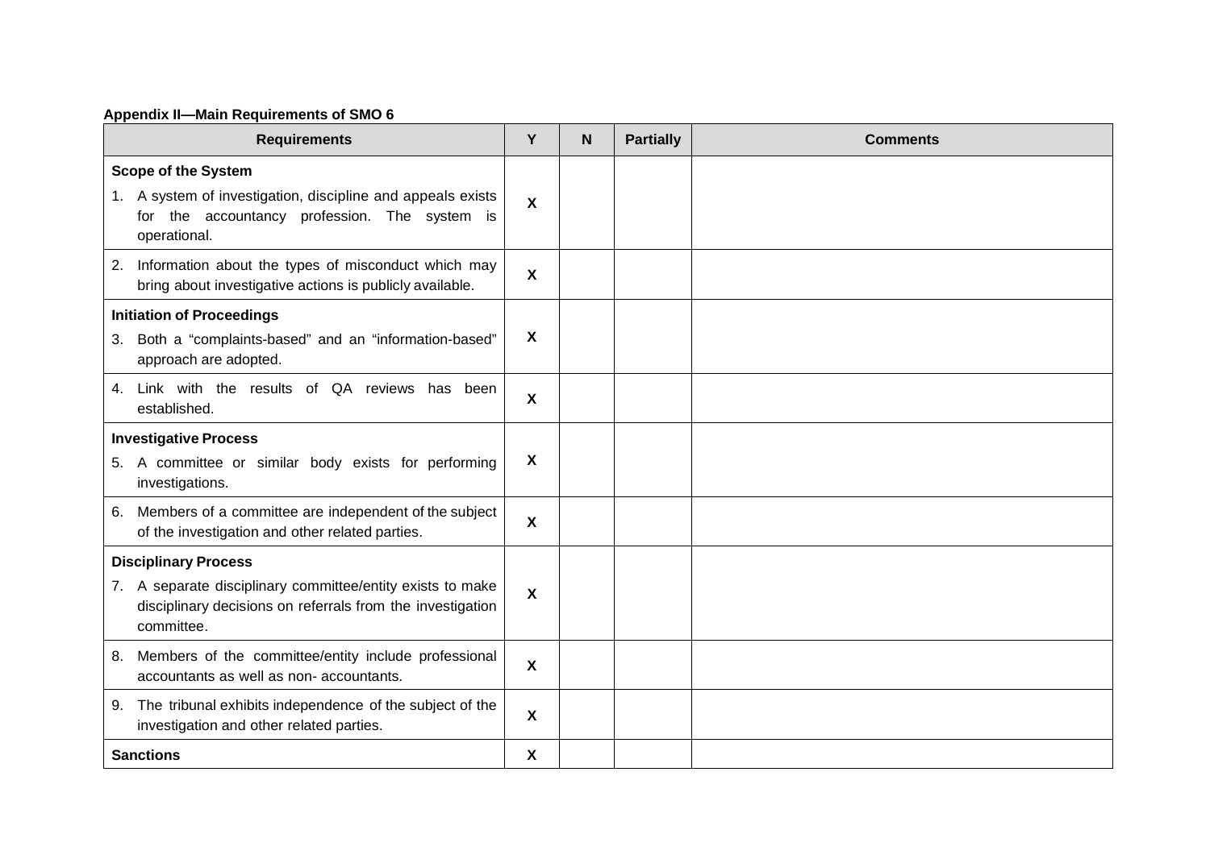**Appendix II—Main Requirements of SMO 6**

| Requirements | Y | N | Partially | Comments |
|---|---|---|---|---|
| **Scope of the System**<br>1. A system of investigation, discipline and appeals exists for the accountancy profession. The system is operational. | X | | | |
| 2. Information about the types of misconduct which may bring about investigative actions is publicly available. | X | | | |
| **Initiation of Proceedings**<br>3. Both a "complaints-based" and an "information-based" approach are adopted. | X | | | |
| 4. Link with the results of QA reviews has been established. | X | | | |
| **Investigative Process**<br>5. A committee or similar body exists for performing investigations. | X | | | |
| 6. Members of a committee are independent of the subject of the investigation and other related parties. | X | | | |
| **Disciplinary Process**<br>7. A separate disciplinary committee/entity exists to make disciplinary decisions on referrals from the investigation committee. | X | | | |
| 8. Members of the committee/entity include professional accountants as well as non- accountants. | X | | | |
| 9. The tribunal exhibits independence of the subject of the investigation and other related parties. | X | | | |
| **Sanctions** | X | | | |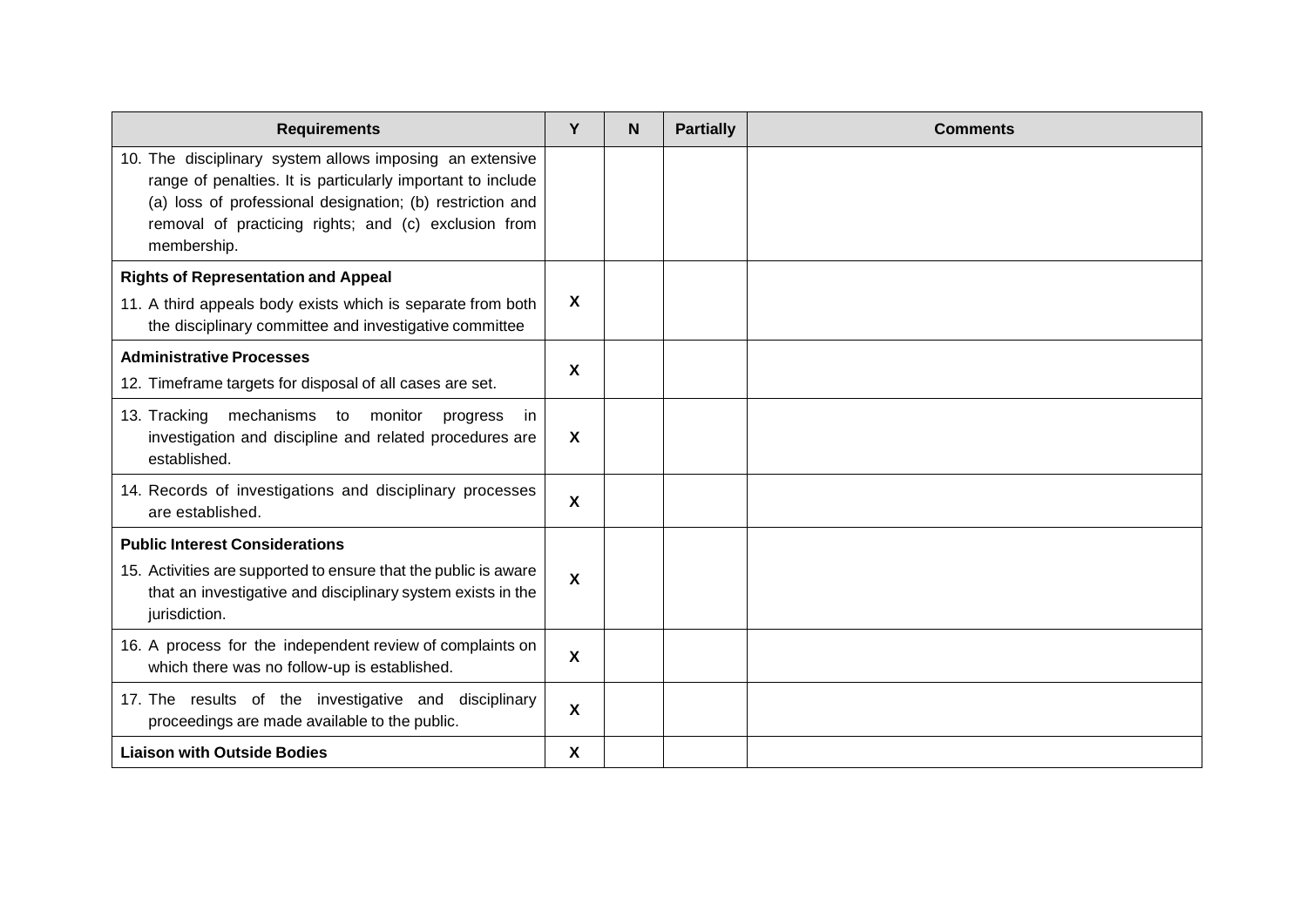| Requirements | Y | N | Partially | Comments |
| --- | --- | --- | --- | --- |
| 10. The disciplinary system allows imposing an extensive range of penalties. It is particularly important to include (a) loss of professional designation; (b) restriction and removal of practicing rights; and (c) exclusion from membership. | | | | |
| **Rights of Representation and Appeal**<br>11. A third appeals body exists which is separate from both the disciplinary committee and investigative committee | **X** | | | |
| **Administrative Processes**<br>12. Timeframe targets for disposal of all cases are set. | **X** | | | |
| 13. Tracking mechanisms to monitor progress in investigation and discipline and related procedures are established. | **X** | | | |
| 14. Records of investigations and disciplinary processes are established. | **X** | | | |
| **Public Interest Considerations**<br>15. Activities are supported to ensure that the public is aware that an investigative and disciplinary system exists in the jurisdiction. | **X** | | | |
| 16. A process for the independent review of complaints on which there was no follow-up is established. | **X** | | | |
| 17. The results of the investigative and disciplinary proceedings are made available to the public. | **X** | | | |
| **Liaison with Outside Bodies** | **X** | | | |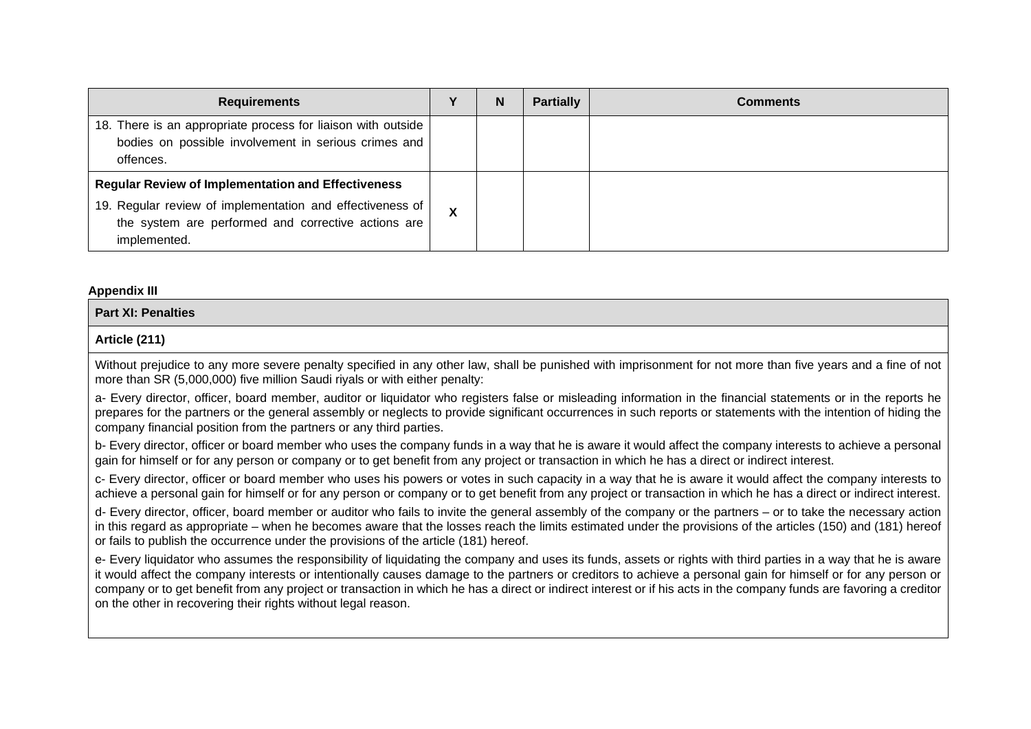| Requirements | Y | N | Partially | Comments |
|---|---|---|---|---|
| 18. There is an appropriate process for liaison with outside bodies on possible involvement in serious crimes and offences. | | | | |
| **Regular Review of Implementation and Effectiveness**<br>19. Regular review of implementation and effectiveness of the system are performed and corrective actions are implemented. | X | | | |

**Appendix III**

**Part XI: Penalties**

**Article (211)**

Without prejudice to any more severe penalty specified in any other law, shall be punished with imprisonment for not more than five years and a fine of not more than SR (5,000,000) five million Saudi riyals or with either penalty:

a- Every director, officer, board member, auditor or liquidator who registers false or misleading information in the financial statements or in the reports he prepares for the partners or the general assembly or neglects to provide significant occurrences in such reports or statements with the intention of hiding the company financial position from the partners or any third parties.

b- Every director, officer or board member who uses the company funds in a way that he is aware it would affect the company interests to achieve a personal gain for himself or for any person or company or to get benefit from any project or transaction in which he has a direct or indirect interest.

c- Every director, officer or board member who uses his powers or votes in such capacity in a way that he is aware it would affect the company interests to achieve a personal gain for himself or for any person or company or to get benefit from any project or transaction in which he has a direct or indirect interest.

d- Every director, officer, board member or auditor who fails to invite the general assembly of the company or the partners – or to take the necessary action in this regard as appropriate – when he becomes aware that the losses reach the limits estimated under the provisions of the articles (150) and (181) hereof or fails to publish the occurrence under the provisions of the article (181) hereof.

e- Every liquidator who assumes the responsibility of liquidating the company and uses its funds, assets or rights with third parties in a way that he is aware it would affect the company interests or intentionally causes damage to the partners or creditors to achieve a personal gain for himself or for any person or company or to get benefit from any project or transaction in which he has a direct or indirect interest or if his acts in the company funds are favoring a creditor on the other in recovering their rights without legal reason.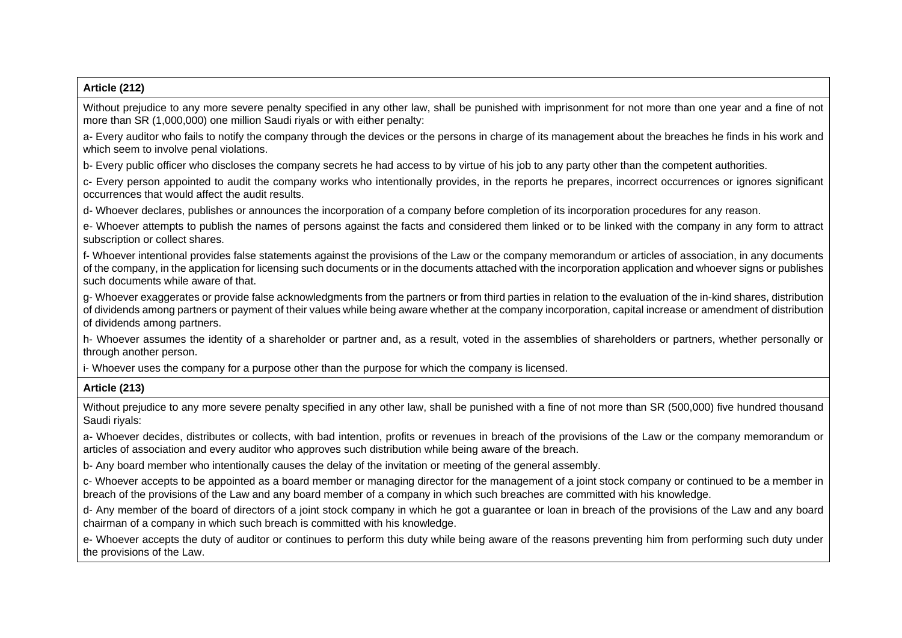**Article (212)**

Without prejudice to any more severe penalty specified in any other law, shall be punished with imprisonment for not more than one year and a fine of not more than SR (1,000,000) one million Saudi riyals or with either penalty:

a- Every auditor who fails to notify the company through the devices or the persons in charge of its management about the breaches he finds in his work and which seem to involve penal violations.

b- Every public officer who discloses the company secrets he had access to by virtue of his job to any party other than the competent authorities.

c- Every person appointed to audit the company works who intentionally provides, in the reports he prepares, incorrect occurrences or ignores significant occurrences that would affect the audit results.

d- Whoever declares, publishes or announces the incorporation of a company before completion of its incorporation procedures for any reason.

e- Whoever attempts to publish the names of persons against the facts and considered them linked or to be linked with the company in any form to attract subscription or collect shares.

f- Whoever intentional provides false statements against the provisions of the Law or the company memorandum or articles of association, in any documents of the company, in the application for licensing such documents or in the documents attached with the incorporation application and whoever signs or publishes such documents while aware of that.

g- Whoever exaggerates or provide false acknowledgments from the partners or from third parties in relation to the evaluation of the in-kind shares, distribution of dividends among partners or payment of their values while being aware whether at the company incorporation, capital increase or amendment of distribution of dividends among partners.

h- Whoever assumes the identity of a shareholder or partner and, as a result, voted in the assemblies of shareholders or partners, whether personally or through another person.

i- Whoever uses the company for a purpose other than the purpose for which the company is licensed.

**Article (213)**

Without prejudice to any more severe penalty specified in any other law, shall be punished with a fine of not more than SR (500,000) five hundred thousand Saudi riyals:

a- Whoever decides, distributes or collects, with bad intention, profits or revenues in breach of the provisions of the Law or the company memorandum or articles of association and every auditor who approves such distribution while being aware of the breach.

b- Any board member who intentionally causes the delay of the invitation or meeting of the general assembly.

c- Whoever accepts to be appointed as a board member or managing director for the management of a joint stock company or continued to be a member in breach of the provisions of the Law and any board member of a company in which such breaches are committed with his knowledge.

d- Any member of the board of directors of a joint stock company in which he got a guarantee or loan in breach of the provisions of the Law and any board chairman of a company in which such breach is committed with his knowledge.

e- Whoever accepts the duty of auditor or continues to perform this duty while being aware of the reasons preventing him from performing such duty under the provisions of the Law.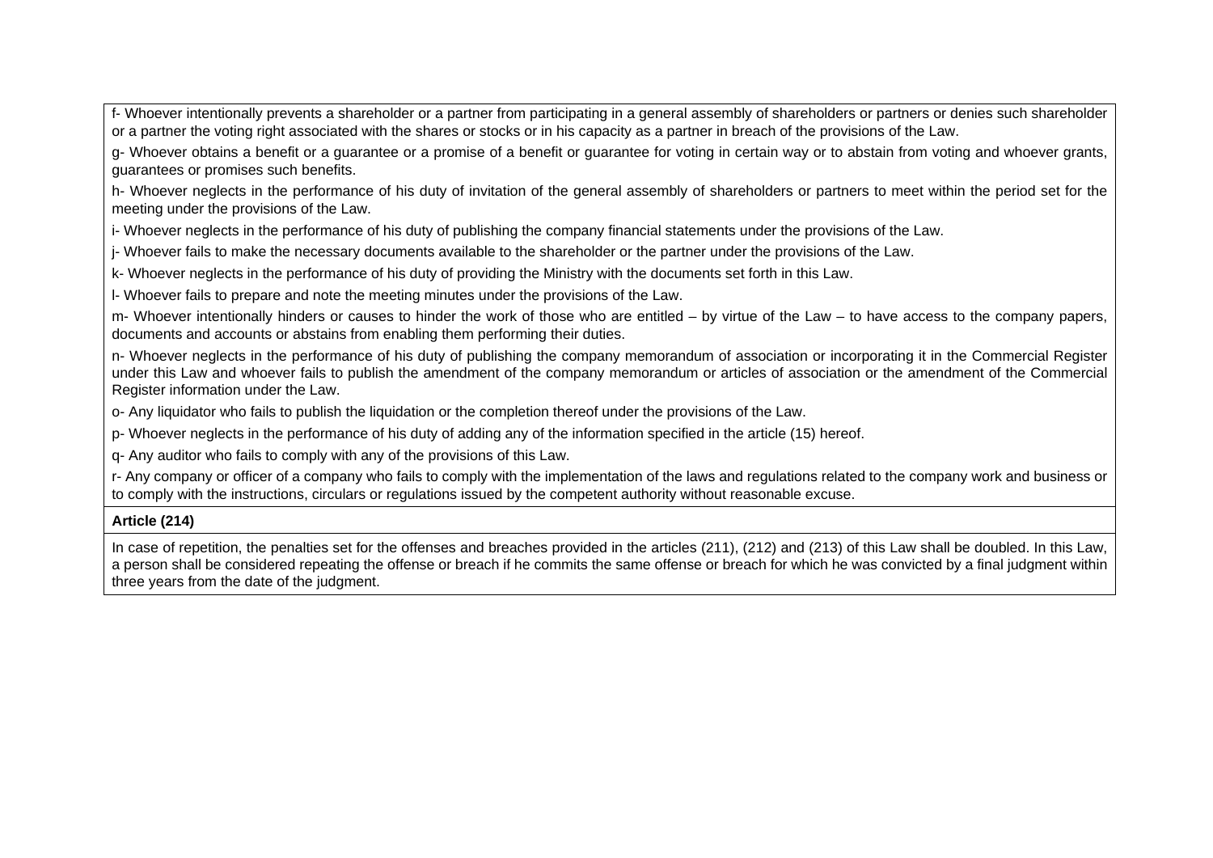f- Whoever intentionally prevents a shareholder or a partner from participating in a general assembly of shareholders or partners or denies such shareholder or a partner the voting right associated with the shares or stocks or in his capacity as a partner in breach of the provisions of the Law.

g- Whoever obtains a benefit or a guarantee or a promise of a benefit or guarantee for voting in certain way or to abstain from voting and whoever grants, guarantees or promises such benefits.

h- Whoever neglects in the performance of his duty of invitation of the general assembly of shareholders or partners to meet within the period set for the meeting under the provisions of the Law.

i- Whoever neglects in the performance of his duty of publishing the company financial statements under the provisions of the Law.

j- Whoever fails to make the necessary documents available to the shareholder or the partner under the provisions of the Law.

k- Whoever neglects in the performance of his duty of providing the Ministry with the documents set forth in this Law.

l- Whoever fails to prepare and note the meeting minutes under the provisions of the Law.

m- Whoever intentionally hinders or causes to hinder the work of those who are entitled – by virtue of the Law – to have access to the company papers, documents and accounts or abstains from enabling them performing their duties.

n- Whoever neglects in the performance of his duty of publishing the company memorandum of association or incorporating it in the Commercial Register under this Law and whoever fails to publish the amendment of the company memorandum or articles of association or the amendment of the Commercial Register information under the Law.

o- Any liquidator who fails to publish the liquidation or the completion thereof under the provisions of the Law.

p- Whoever neglects in the performance of his duty of adding any of the information specified in the article (15) hereof.

q- Any auditor who fails to comply with any of the provisions of this Law.

r- Any company or officer of a company who fails to comply with the implementation of the laws and regulations related to the company work and business or to comply with the instructions, circulars or regulations issued by the competent authority without reasonable excuse.

**Article (214)**

In case of repetition, the penalties set for the offenses and breaches provided in the articles (211), (212) and (213) of this Law shall be doubled. In this Law, a person shall be considered repeating the offense or breach if he commits the same offense or breach for which he was convicted by a final judgment within three years from the date of the judgment.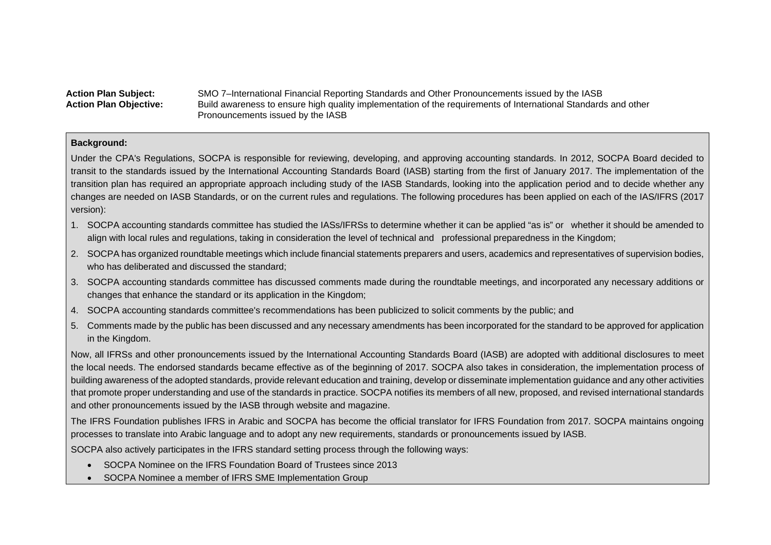**Action Plan Subject:** SMO 7–International Financial Reporting Standards and Other Pronouncements issued by the IASB

**Action Plan Objective:** Build awareness to ensure high quality implementation of the requirements of International Standards and other Pronouncements issued by the IASB

**Background:**

Under the CPA's Regulations, SOCPA is responsible for reviewing, developing, and approving accounting standards. In 2012, SOCPA Board decided to transit to the standards issued by the International Accounting Standards Board (IASB) starting from the first of January 2017. The implementation of the transition plan has required an appropriate approach including study of the IASB Standards, looking into the application period and to decide whether any changes are needed on IASB Standards, or on the current rules and regulations. The following procedures has been applied on each of the IAS/IFRS (2017 version):

1. SOCPA accounting standards committee has studied the IASs/IFRSs to determine whether it can be applied "as is" or whether it should be amended to align with local rules and regulations, taking in consideration the level of technical and professional preparedness in the Kingdom;
2. SOCPA has organized roundtable meetings which include financial statements preparers and users, academics and representatives of supervision bodies, who has deliberated and discussed the standard;
3. SOCPA accounting standards committee has discussed comments made during the roundtable meetings, and incorporated any necessary additions or changes that enhance the standard or its application in the Kingdom;
4. SOCPA accounting standards committee's recommendations has been publicized to solicit comments by the public; and
5. Comments made by the public has been discussed and any necessary amendments has been incorporated for the standard to be approved for application in the Kingdom.

Now, all IFRSs and other pronouncements issued by the International Accounting Standards Board (IASB) are adopted with additional disclosures to meet the local needs. The endorsed standards became effective as of the beginning of 2017. SOCPA also takes in consideration, the implementation process of building awareness of the adopted standards, provide relevant education and training, develop or disseminate implementation guidance and any other activities that promote proper understanding and use of the standards in practice. SOCPA notifies its members of all new, proposed, and revised international standards and other pronouncements issued by the IASB through website and magazine.

The IFRS Foundation publishes IFRS in Arabic and SOCPA has become the official translator for IFRS Foundation from 2017. SOCPA maintains ongoing processes to translate into Arabic language and to adopt any new requirements, standards or pronouncements issued by IASB.

SOCPA also actively participates in the IFRS standard setting process through the following ways:

- SOCPA Nominee on the IFRS Foundation Board of Trustees since 2013
- SOCPA Nominee a member of IFRS SME Implementation Group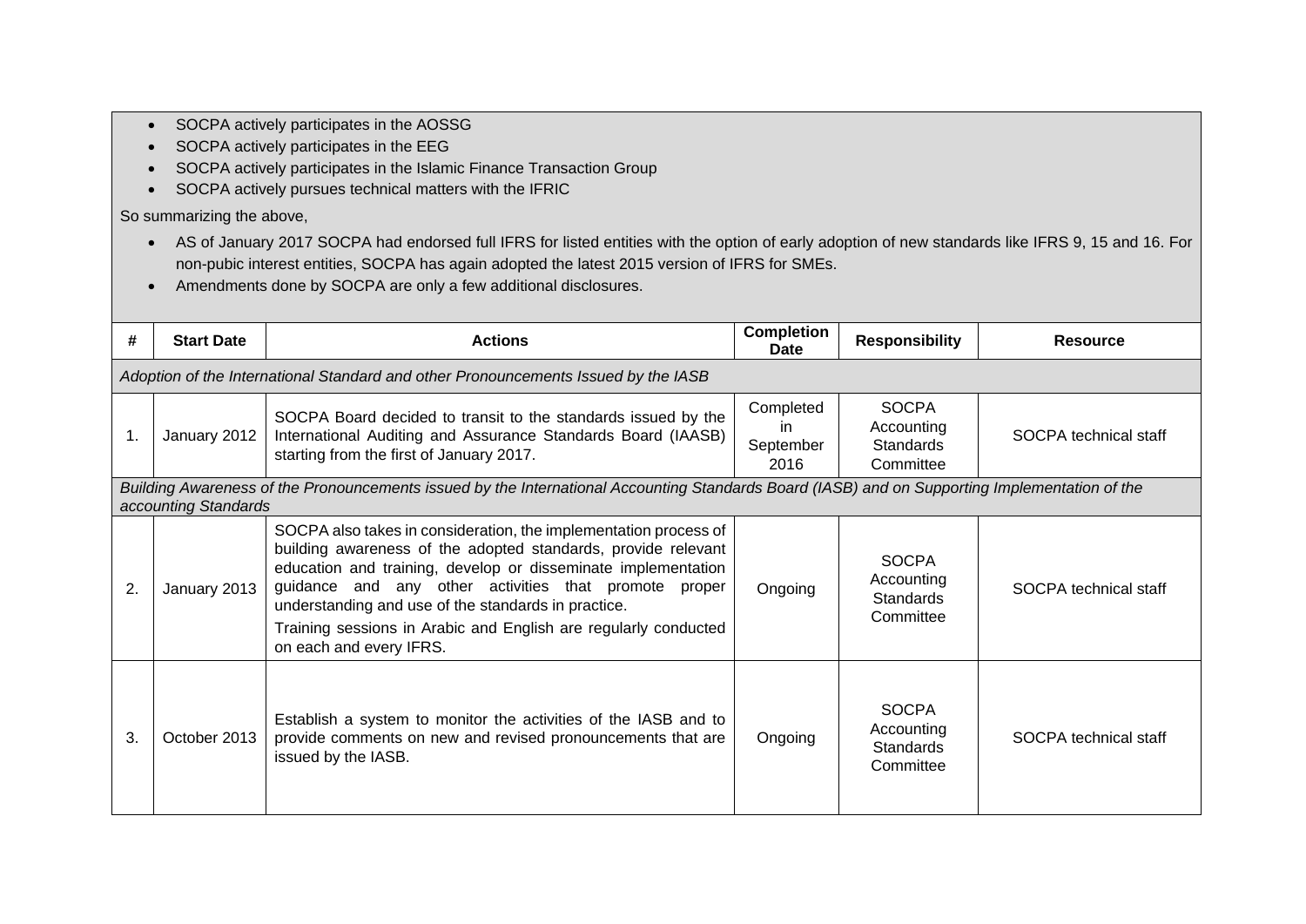- SOCPA actively participates in the AOSSG
- SOCPA actively participates in the EEG
- SOCPA actively participates in the Islamic Finance Transaction Group
- SOCPA actively pursues technical matters with the IFRIC

So summarizing the above,

- AS of January 2017 SOCPA had endorsed full IFRS for listed entities with the option of early adoption of new standards like IFRS 9, 15 and 16. For non-pubic interest entities, SOCPA has again adopted the latest 2015 version of IFRS for SMEs.
- Amendments done by SOCPA are only a few additional disclosures.

| # | Start Date | Actions | Completion Date | Responsibility | Resource |
|---|---|---|---|---|---|
| *Adoption of the International Standard and other Pronouncements Issued by the IASB* | | | | | |
| 1. | January 2012 | SOCPA Board decided to transit to the standards issued by the International Auditing and Assurance Standards Board (IAASB) starting from the first of January 2017. | Completed in September 2016 | SOCPA Accounting Standards Committee | SOCPA technical staff |
| *Building Awareness of the Pronouncements issued by the International Accounting Standards Board (IASB) and on Supporting Implementation of the accounting Standards* | | | | | |
| 2. | January 2013 | SOCPA also takes in consideration, the implementation process of building awareness of the adopted standards, provide relevant education and training, develop or disseminate implementation guidance and any other activities that promote proper understanding and use of the standards in practice.<br>Training sessions in Arabic and English are regularly conducted on each and every IFRS. | Ongoing | SOCPA Accounting Standards Committee | SOCPA technical staff |
| 3. | October 2013 | Establish a system to monitor the activities of the IASB and to provide comments on new and revised pronouncements that are issued by the IASB. | Ongoing | SOCPA Accounting Standards Committee | SOCPA technical staff |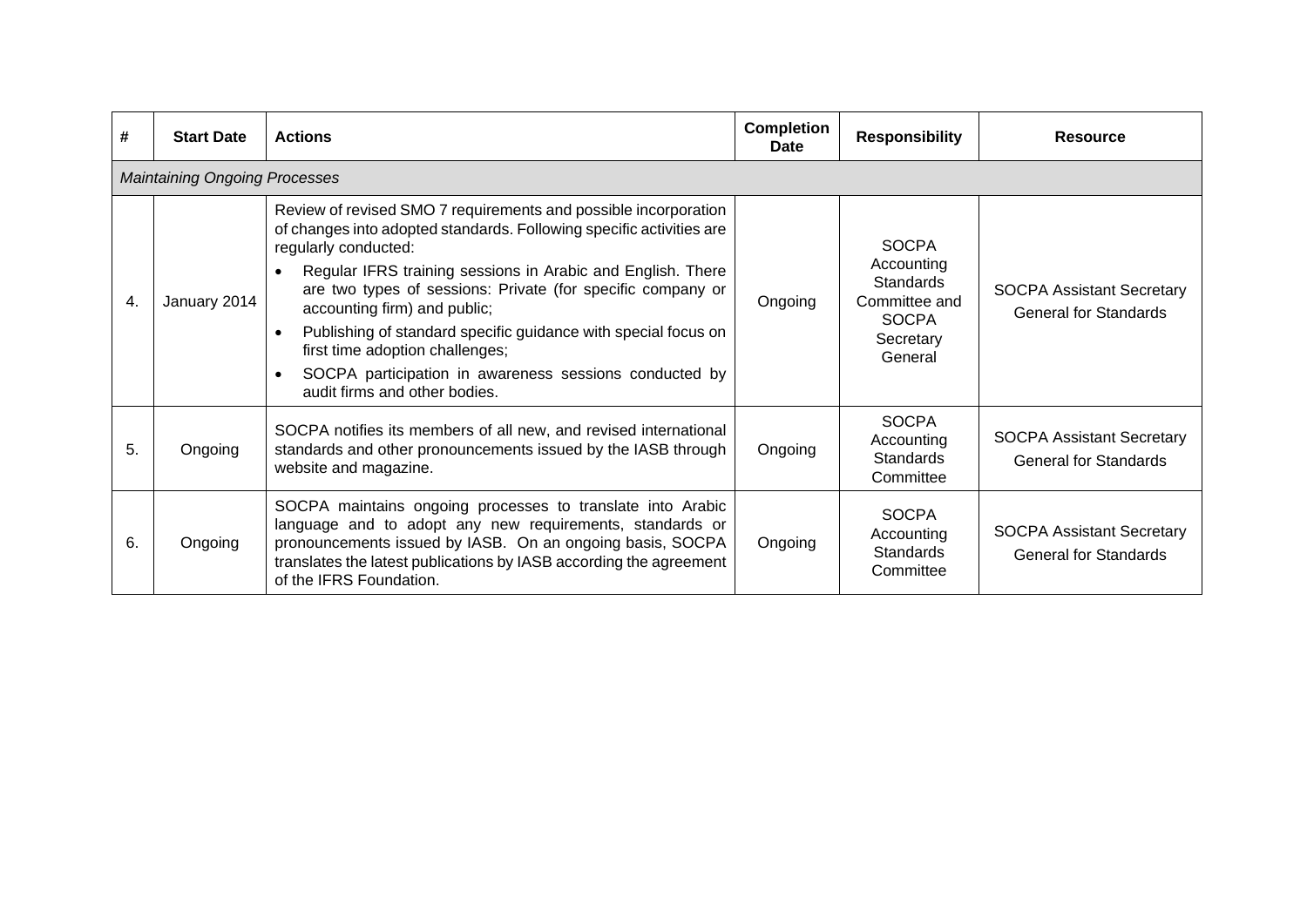| # | Start Date | Actions | Completion Date | Responsibility | Resource |
|---|---|---|---|---|---|
| *Maintaining Ongoing Processes* | | | | | |
| 4. | January 2014 | Review of revised SMO 7 requirements and possible incorporation of changes into adopted standards. Following specific activities are regularly conducted:<br>• Regular IFRS training sessions in Arabic and English. There are two types of sessions: Private (for specific company or accounting firm) and public;<br>• Publishing of standard specific guidance with special focus on first time adoption challenges;<br>• SOCPA participation in awareness sessions conducted by audit firms and other bodies. | Ongoing | SOCPA Accounting Standards Committee and SOCPA Secretary General | SOCPA Assistant Secretary General for Standards |
| 5. | Ongoing | SOCPA notifies its members of all new, and revised international standards and other pronouncements issued by the IASB through website and magazine. | Ongoing | SOCPA Accounting Standards Committee | SOCPA Assistant Secretary General for Standards |
| 6. | Ongoing | SOCPA maintains ongoing processes to translate into Arabic language and to adopt any new requirements, standards or pronouncements issued by IASB. On an ongoing basis, SOCPA translates the latest publications by IASB according the agreement of the IFRS Foundation. | Ongoing | SOCPA Accounting Standards Committee | SOCPA Assistant Secretary General for Standards |